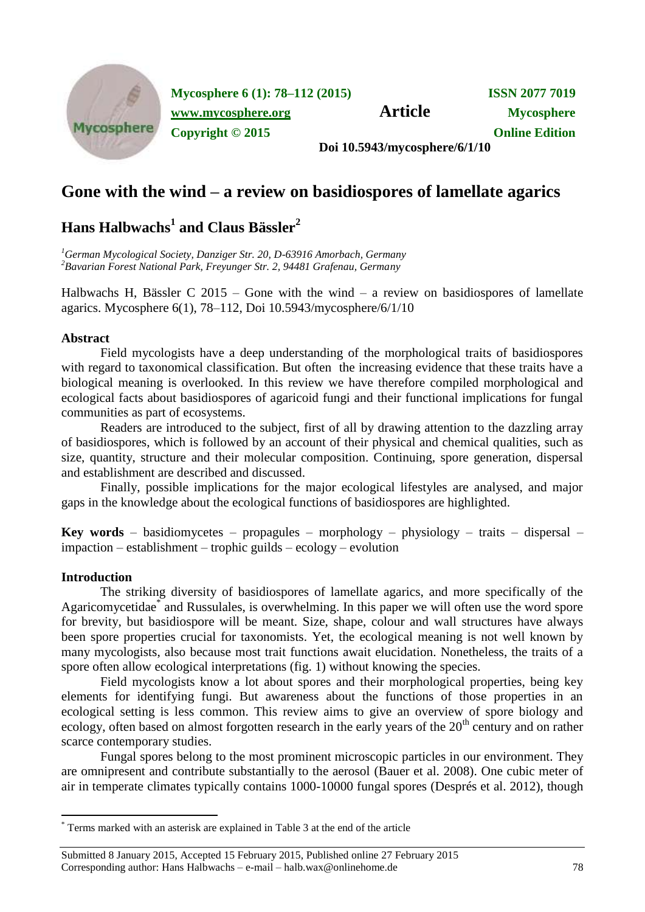# Gone with the wind – a review on basidiospores of lamellate agarics

## Hans Halbwachs[1] and Claus Bässler[2]

[1]*German Mycological Society, Danziger Str. 20, D-63916 Amorbach, Germany*
[2]*Bavarian Forest National Park, Freyunger Str. 2, 94481 Grafenau, Germany*

Halbwachs H, Bässler C 2015 – Gone with the wind – a review on basidiospores of lamellate agarics. Mycosphere 6(1), 78–112, Doi 10.5943/mycosphere/6/1/10

### Abstract

Field mycologists have a deep understanding of the morphological traits of basidiospores with regard to taxonomical classification. But often the increasing evidence that these traits have a biological meaning is overlooked. In this review we have therefore compiled morphological and ecological facts about basidiospores of agaricoid fungi and their functional implications for fungal communities as part of ecosystems.

Readers are introduced to the subject, first of all by drawing attention to the dazzling array of basidiospores, which is followed by an account of their physical and chemical qualities, such as size, quantity, structure and their molecular composition. Continuing, spore generation, dispersal and establishment are described and discussed.

Finally, possible implications for the major ecological lifestyles are analysed, and major gaps in the knowledge about the ecological functions of basidiospores are highlighted.

**Key words** – basidiomycetes – propagules – morphology – physiology – traits – dispersal – impaction – establishment – trophic guilds – ecology – evolution

### Introduction

The striking diversity of basidiospores of lamellate agarics, and more specifically of the Agaricomycetidae* and Russulales, is overwhelming. In this paper we will often use the word spore for brevity, but basidiospore will be meant. Size, shape, colour and wall structures have always been spore properties crucial for taxonomists. Yet, the ecological meaning is not well known by many mycologists, also because most trait functions await elucidation. Nonetheless, the traits of a spore often allow ecological interpretations (fig. 1) without knowing the species.

Field mycologists know a lot about spores and their morphological properties, being key elements for identifying fungi. But awareness about the functions of those properties in an ecological setting is less common. This review aims to give an overview of spore biology and ecology, often based on almost forgotten research in the early years of the 20th century and on rather scarce contemporary studies.

Fungal spores belong to the most prominent microscopic particles in our environment. They are omnipresent and contribute substantially to the aerosol (Bauer et al. 2008). One cubic meter of air in temperate climates typically contains 1000-10000 fungal spores (Després et al. 2012), though

---

* Terms marked with an asterisk are explained in Table 3 at the end of the article

Submitted 8 January 2015, Accepted 15 February 2015, Published online 27 February 2015
Corresponding author: Hans Halbwachs – e-mail – halb.wax@onlinehome.de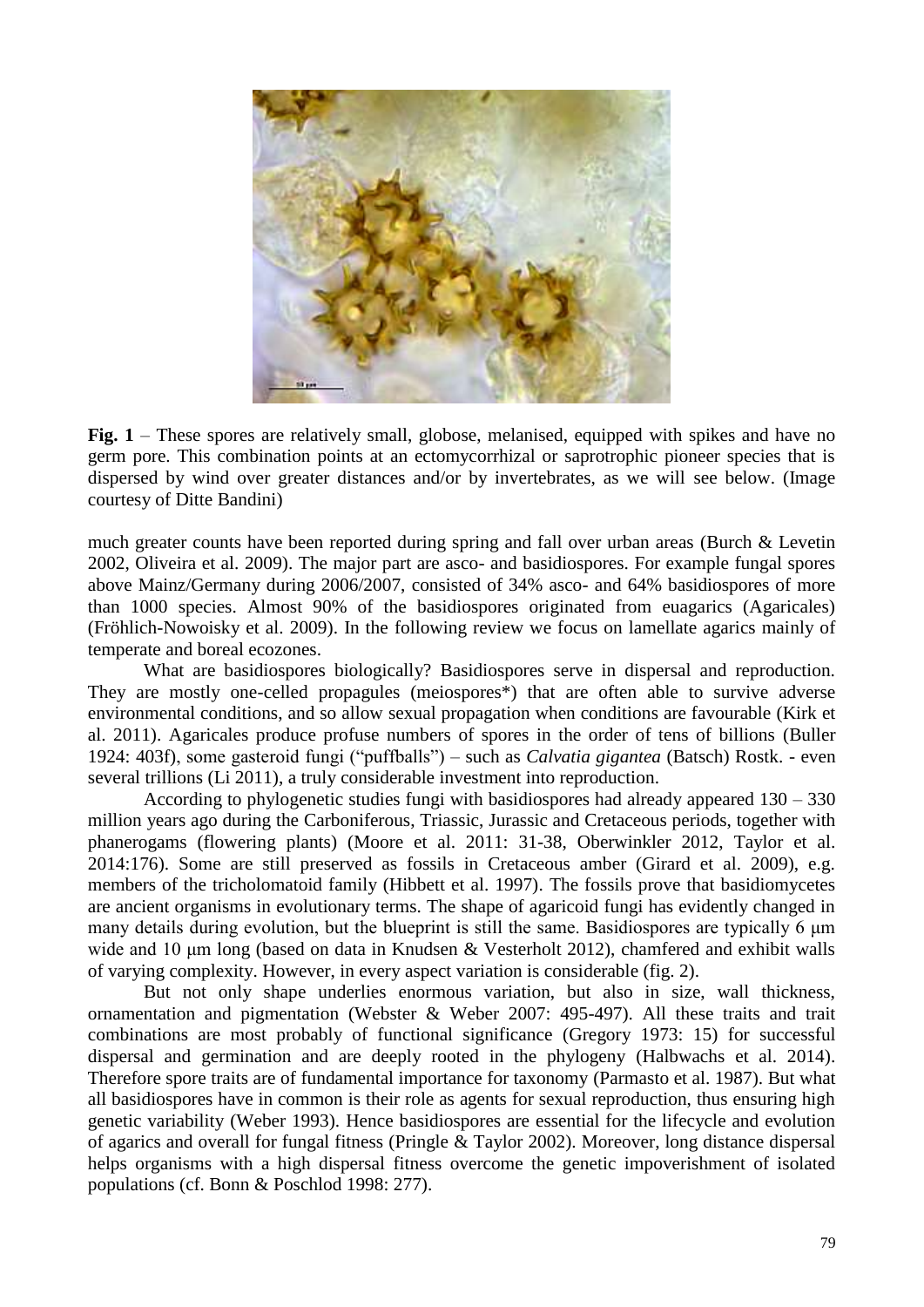**Fig. 1** – These spores are relatively small, globose, melanised, equipped with spikes and have no germ pore. This combination points at an ectomycorrhizal or saprotrophic pioneer species that is dispersed by wind over greater distances and/or by invertebrates, as we will see below. (Image courtesy of Ditte Bandini)

much greater counts have been reported during spring and fall over urban areas (Burch & Levetin 2002, Oliveira et al. 2009). The major part are asco- and basidiospores. For example fungal spores above Mainz/Germany during 2006/2007, consisted of 34% asco- and 64% basidiospores of more than 1000 species. Almost 90% of the basidiospores originated from euagarics (Agaricales) (Fröhlich-Nowoisky et al. 2009). In the following review we focus on lamellate agarics mainly of temperate and boreal ecozones.

What are basidiospores biologically? Basidiospores serve in dispersal and reproduction. They are mostly one-celled propagules (meiospores*) that are often able to survive adverse environmental conditions, and so allow sexual propagation when conditions are favourable (Kirk et al. 2011). Agaricales produce profuse numbers of spores in the order of tens of billions (Buller 1924: 403f), some gasteroid fungi ("puffballs") – such as *Calvatia gigantea* (Batsch) Rostk. - even several trillions (Li 2011), a truly considerable investment into reproduction.

According to phylogenetic studies fungi with basidiospores had already appeared 130 – 330 million years ago during the Carboniferous, Triassic, Jurassic and Cretaceous periods, together with phanerogams (flowering plants) (Moore et al. 2011: 31-38, Oberwinkler 2012, Taylor et al. 2014:176). Some are still preserved as fossils in Cretaceous amber (Girard et al. 2009), e.g. members of the tricholomatoid family (Hibbett et al. 1997). The fossils prove that basidiomycetes are ancient organisms in evolutionary terms. The shape of agaricoid fungi has evidently changed in many details during evolution, but the blueprint is still the same. Basidiospores are typically 6 μm wide and 10 μm long (based on data in Knudsen & Vesterholt 2012), chamfered and exhibit walls of varying complexity. However, in every aspect variation is considerable (fig. 2).

But not only shape underlies enormous variation, but also in size, wall thickness, ornamentation and pigmentation (Webster & Weber 2007: 495-497). All these traits and trait combinations are most probably of functional significance (Gregory 1973: 15) for successful dispersal and germination and are deeply rooted in the phylogeny (Halbwachs et al. 2014). Therefore spore traits are of fundamental importance for taxonomy (Parmasto et al. 1987). But what all basidiospores have in common is their role as agents for sexual reproduction, thus ensuring high genetic variability (Weber 1993). Hence basidiospores are essential for the lifecycle and evolution of agarics and overall for fungal fitness (Pringle & Taylor 2002). Moreover, long distance dispersal helps organisms with a high dispersal fitness overcome the genetic impoverishment of isolated populations (cf. Bonn & Poschlod 1998: 277).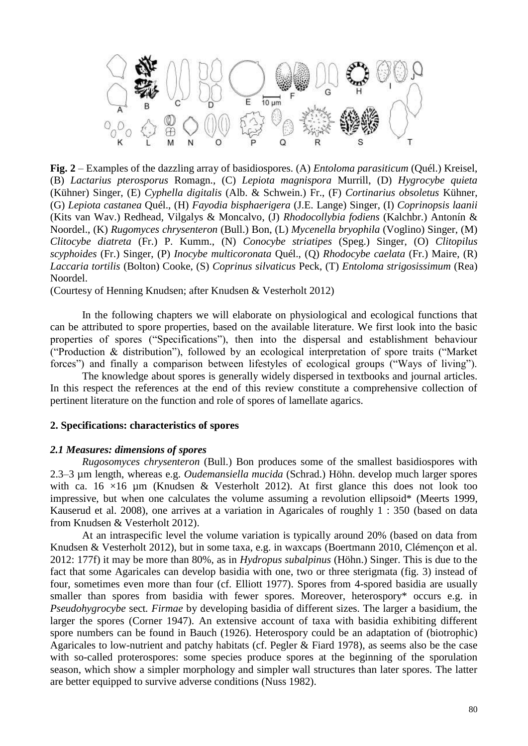**Fig. 2** – Examples of the dazzling array of basidiospores. (A) *Entoloma parasiticum* (Quél.) Kreisel, (B) *Lactarius pterosporus* Romagn., (C) *Lepiota magnispora* Murrill, (D) *Hygrocybe quieta* (Kühner) Singer, (E) *Cyphella digitalis* (Alb. & Schwein.) Fr., (F) *Cortinarius obsoletus* Kühner, (G) *Lepiota castanea* Quél., (H) *Fayodia bisphaerigera* (J.E. Lange) Singer, (I) *Coprinopsis laanii* (Kits van Wav.) Redhead, Vilgalys & Moncalvo, (J) *Rhodocollybia fodiens* (Kalchbr.) Antonín & Noordel., (K) *Rugomyces chrysenteron* (Bull.) Bon, (L) *Mycenella bryophila* (Voglino) Singer, (M) *Clitocybe diatreta* (Fr.) P. Kumm., (N) *Conocybe striatipes* (Speg.) Singer, (O) *Clitopilus scyphoides* (Fr.) Singer, (P) *Inocybe multicoronata* Quél., (Q) *Rhodocybe caelata* (Fr.) Maire, (R) *Laccaria tortilis* (Bolton) Cooke, (S) *Coprinus silvaticus* Peck, (T) *Entoloma strigosissimum* (Rea) Noordel.
(Courtesy of Henning Knudsen; after Knudsen & Vesterholt 2012)

In the following chapters we will elaborate on physiological and ecological functions that can be attributed to spore properties, based on the available literature. We first look into the basic properties of spores ("Specifications"), then into the dispersal and establishment behaviour ("Production & distribution"), followed by an ecological interpretation of spore traits ("Market forces") and finally a comparison between lifestyles of ecological groups ("Ways of living").

The knowledge about spores is generally widely dispersed in textbooks and journal articles. In this respect the references at the end of this review constitute a comprehensive collection of pertinent literature on the function and role of spores of lamellate agarics.

## 2. Specifications: characteristics of spores

### *2.1 Measures: dimensions of spores*

*Rugosomyces chrysenteron* (Bull.) Bon produces some of the smallest basidiospores with 2.3–3 µm length, whereas e.g. *Oudemansiella mucida* (Schrad.) Höhn. develop much larger spores with ca. 16 ×16 µm (Knudsen & Vesterholt 2012). At first glance this does not look too impressive, but when one calculates the volume assuming a revolution ellipsoid* (Meerts 1999, Kauserud et al. 2008), one arrives at a variation in Agaricales of roughly 1 : 350 (based on data from Knudsen & Vesterholt 2012).

At an intraspecific level the volume variation is typically around 20% (based on data from Knudsen & Vesterholt 2012), but in some taxa, e.g. in waxcaps (Boertmann 2010, Clémençon et al. 2012: 177f) it may be more than 80%, as in *Hydropus subalpinus* (Höhn.) Singer. This is due to the fact that some Agaricales can develop basidia with one, two or three sterigmata (fig. 3) instead of four, sometimes even more than four (cf. Elliott 1977). Spores from 4-spored basidia are usually smaller than spores from basidia with fewer spores. Moreover, heterospory* occurs e.g. in *Pseudohygrocybe* sect*. Firmae* by developing basidia of different sizes. The larger a basidium, the larger the spores (Corner 1947). An extensive account of taxa with basidia exhibiting different spore numbers can be found in Bauch (1926). Heterospory could be an adaptation of (biotrophic) Agaricales to low-nutrient and patchy habitats (cf. Pegler & Fiard 1978), as seems also be the case with so-called proterospores: some species produce spores at the beginning of the sporulation season, which show a simpler morphology and simpler wall structures than later spores. The latter are better equipped to survive adverse conditions (Nuss 1982).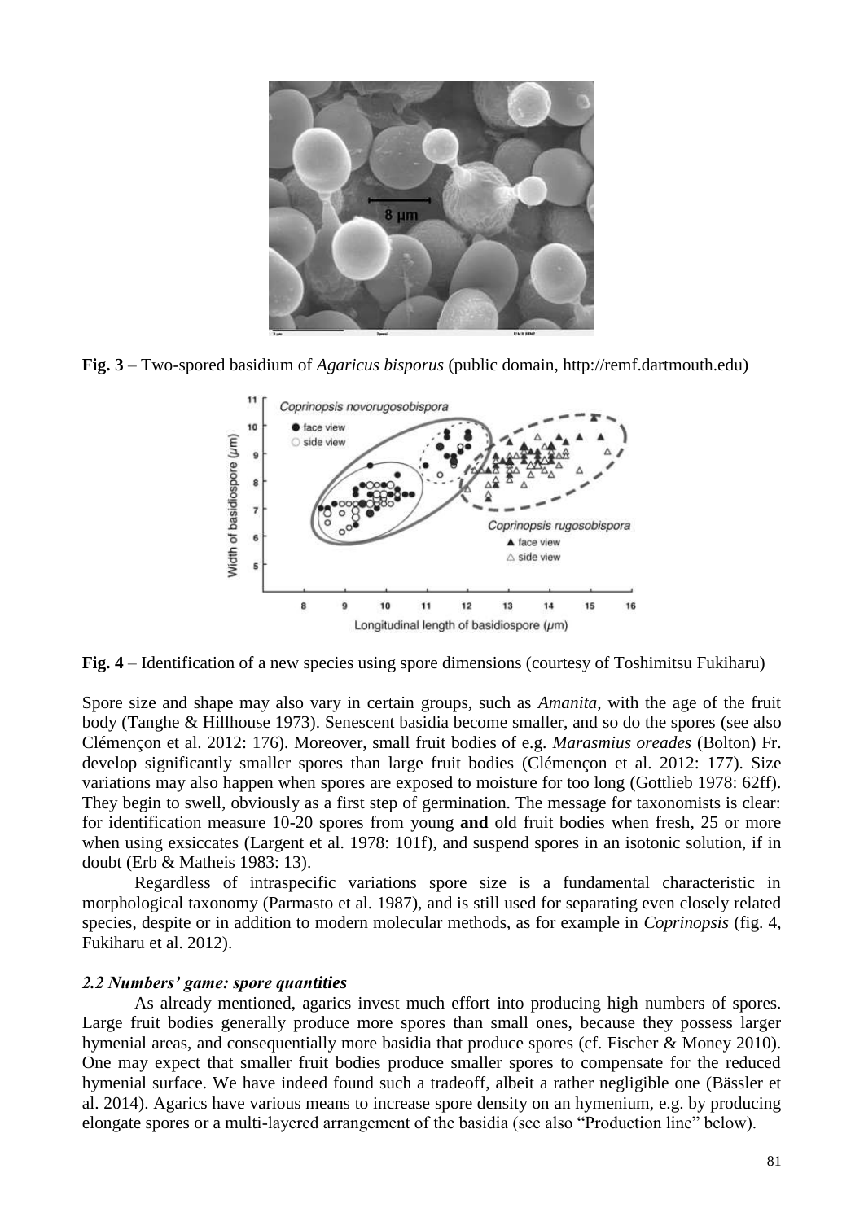**Fig. 3** – Two-spored basidium of *Agaricus bisporus* (public domain, http://remf.dartmouth.edu)

**Fig. 4** – Identification of a new species using spore dimensions (courtesy of Toshimitsu Fukiharu)

Spore size and shape may also vary in certain groups, such as *Amanita*, with the age of the fruit body (Tanghe & Hillhouse 1973). Senescent basidia become smaller, and so do the spores (see also Clémençon et al. 2012: 176). Moreover, small fruit bodies of e.g. *Marasmius oreades* (Bolton) Fr. develop significantly smaller spores than large fruit bodies (Clémençon et al. 2012: 177). Size variations may also happen when spores are exposed to moisture for too long (Gottlieb 1978: 62ff). They begin to swell, obviously as a first step of germination. The message for taxonomists is clear: for identification measure 10-20 spores from young **and** old fruit bodies when fresh, 25 or more when using exsiccates (Largent et al. 1978: 101f), and suspend spores in an isotonic solution, if in doubt (Erb & Matheis 1983: 13).

Regardless of intraspecific variations spore size is a fundamental characteristic in morphological taxonomy (Parmasto et al. 1987), and is still used for separating even closely related species, despite or in addition to modern molecular methods, as for example in *Coprinopsis* (fig. 4, Fukiharu et al. 2012).

### *2.2 Numbers' game: spore quantities*

As already mentioned, agarics invest much effort into producing high numbers of spores. Large fruit bodies generally produce more spores than small ones, because they possess larger hymenial areas, and consequentially more basidia that produce spores (cf. Fischer & Money 2010). One may expect that smaller fruit bodies produce smaller spores to compensate for the reduced hymenial surface. We have indeed found such a tradeoff, albeit a rather negligible one (Bässler et al. 2014). Agarics have various means to increase spore density on an hymenium, e.g. by producing elongate spores or a multi-layered arrangement of the basidia (see also "Production line" below).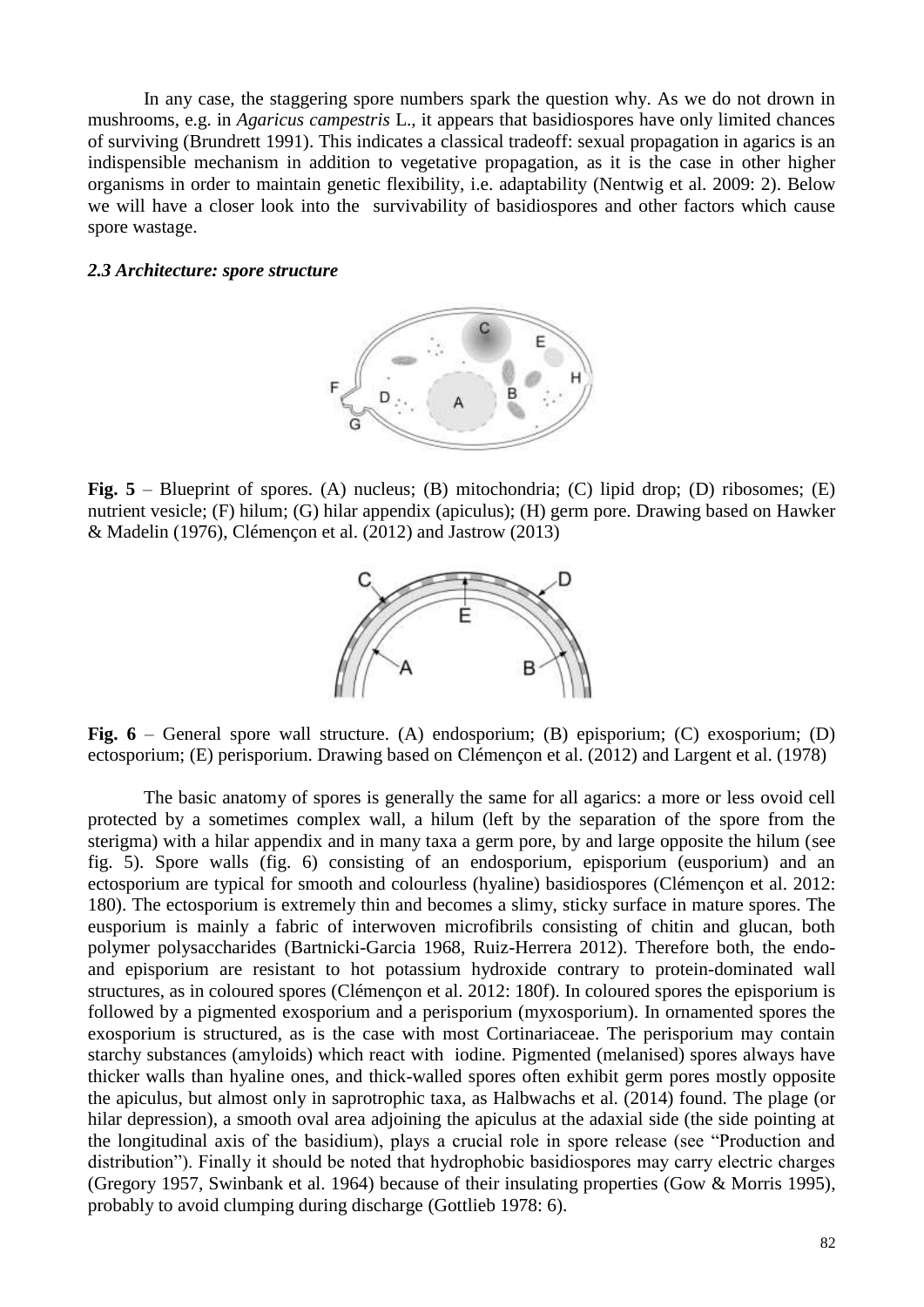In any case, the staggering spore numbers spark the question why. As we do not drown in mushrooms, e.g. in *Agaricus campestris* L., it appears that basidiospores have only limited chances of surviving (Brundrett 1991). This indicates a classical tradeoff: sexual propagation in agarics is an indispensible mechanism in addition to vegetative propagation, as it is the case in other higher organisms in order to maintain genetic flexibility, i.e. adaptability (Nentwig et al. 2009: 2). Below we will have a closer look into the survivability of basidiospores and other factors which cause spore wastage.

### *2.3 Architecture: spore structure*

**Fig. 5** – Blueprint of spores. (A) nucleus; (B) mitochondria; (C) lipid drop; (D) ribosomes; (E) nutrient vesicle; (F) hilum; (G) hilar appendix (apiculus); (H) germ pore. Drawing based on Hawker & Madelin (1976), Clémençon et al. (2012) and Jastrow (2013)

**Fig. 6** – General spore wall structure. (A) endosporium; (B) episporium; (C) exosporium; (D) ectosporium; (E) perisporium. Drawing based on Clémençon et al. (2012) and Largent et al. (1978)

The basic anatomy of spores is generally the same for all agarics: a more or less ovoid cell protected by a sometimes complex wall, a hilum (left by the separation of the spore from the sterigma) with a hilar appendix and in many taxa a germ pore, by and large opposite the hilum (see fig. 5). Spore walls (fig. 6) consisting of an endosporium, episporium (eusporium) and an ectosporium are typical for smooth and colourless (hyaline) basidiospores (Clémençon et al. 2012: 180). The ectosporium is extremely thin and becomes a slimy, sticky surface in mature spores. The eusporium is mainly a fabric of interwoven microfibrils consisting of chitin and glucan, both polymer polysaccharides (Bartnicki-Garcia 1968, Ruiz-Herrera 2012). Therefore both, the endo- and episporium are resistant to hot potassium hydroxide contrary to protein-dominated wall structures, as in coloured spores (Clémençon et al. 2012: 180f). In coloured spores the episporium is followed by a pigmented exosporium and a perisporium (myxosporium). In ornamented spores the exosporium is structured, as is the case with most Cortinariaceae. The perisporium may contain starchy substances (amyloids) which react with iodine. Pigmented (melanised) spores always have thicker walls than hyaline ones, and thick-walled spores often exhibit germ pores mostly opposite the apiculus, but almost only in saprotrophic taxa, as Halbwachs et al. (2014) found. The plage (or hilar depression), a smooth oval area adjoining the apiculus at the adaxial side (the side pointing at the longitudinal axis of the basidium), plays a crucial role in spore release (see "Production and distribution"). Finally it should be noted that hydrophobic basidiospores may carry electric charges (Gregory 1957, Swinbank et al. 1964) because of their insulating properties (Gow & Morris 1995), probably to avoid clumping during discharge (Gottlieb 1978: 6).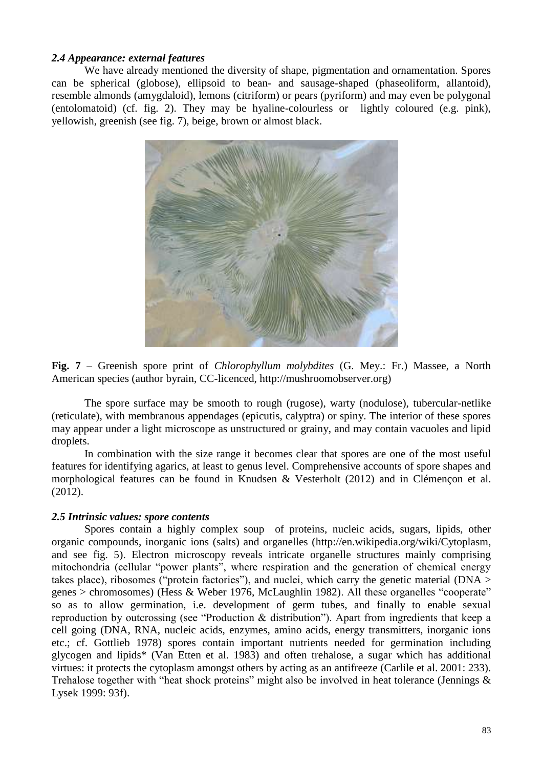### *2.4 Appearance: external features*

We have already mentioned the diversity of shape, pigmentation and ornamentation. Spores can be spherical (globose), ellipsoid to bean- and sausage-shaped (phaseoliform, allantoid), resemble almonds (amygdaloid), lemons (citriform) or pears (pyriform) and may even be polygonal (entolomatoid) (cf. fig. 2). They may be hyaline-colourless or lightly coloured (e.g. pink), yellowish, greenish (see fig. 7), beige, brown or almost black.

**Fig. 7** – Greenish spore print of *Chlorophyllum molybdites* (G. Mey.: Fr.) Massee, a North American species (author byrain, CC-licenced, http://mushroomobserver.org)

The spore surface may be smooth to rough (rugose), warty (nodulose), tubercular-netlike (reticulate), with membranous appendages (epicutis, calyptra) or spiny. The interior of these spores may appear under a light microscope as unstructured or grainy, and may contain vacuoles and lipid droplets.

In combination with the size range it becomes clear that spores are one of the most useful features for identifying agarics, at least to genus level. Comprehensive accounts of spore shapes and morphological features can be found in Knudsen & Vesterholt (2012) and in Clémençon et al. (2012).

### *2.5 Intrinsic values: spore contents*

Spores contain a highly complex soup of proteins, nucleic acids, sugars, lipids, other organic compounds, inorganic ions (salts) and organelles (http://en.wikipedia.org/wiki/Cytoplasm, and see fig. 5). Electron microscopy reveals intricate organelle structures mainly comprising mitochondria (cellular "power plants", where respiration and the generation of chemical energy takes place), ribosomes ("protein factories"), and nuclei, which carry the genetic material (DNA > genes > chromosomes) (Hess & Weber 1976, McLaughlin 1982). All these organelles "cooperate" so as to allow germination, i.e. development of germ tubes, and finally to enable sexual reproduction by outcrossing (see "Production & distribution"). Apart from ingredients that keep a cell going (DNA, RNA, nucleic acids, enzymes, amino acids, energy transmitters, inorganic ions etc.; cf. Gottlieb 1978) spores contain important nutrients needed for germination including glycogen and lipids* (Van Etten et al. 1983) and often trehalose, a sugar which has additional virtues: it protects the cytoplasm amongst others by acting as an antifreeze (Carlile et al. 2001: 233). Trehalose together with "heat shock proteins" might also be involved in heat tolerance (Jennings & Lysek 1999: 93f).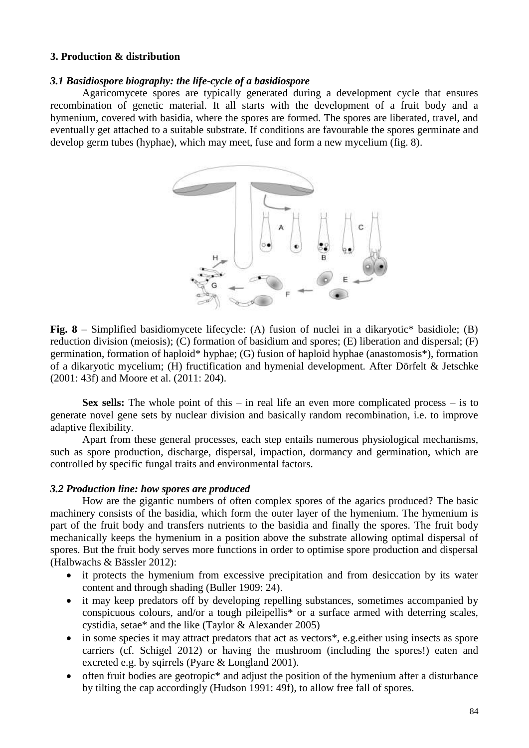## 3. Production & distribution

### *3.1 Basidiospore biography: the life-cycle of a basidiospore*

Agaricomycete spores are typically generated during a development cycle that ensures recombination of genetic material. It all starts with the development of a fruit body and a hymenium, covered with basidia, where the spores are formed. The spores are liberated, travel, and eventually get attached to a suitable substrate. If conditions are favourable the spores germinate and develop germ tubes (hyphae), which may meet, fuse and form a new mycelium (fig. 8).

**Fig. 8** – Simplified basidiomycete lifecycle: (A) fusion of nuclei in a dikaryotic* basidiole; (B) reduction division (meiosis); (C) formation of basidium and spores; (E) liberation and dispersal; (F) germination, formation of haploid* hyphae; (G) fusion of haploid hyphae (anastomosis*), formation of a dikaryotic mycelium; (H) fructification and hymenial development. After Dörfelt & Jetschke (2001: 43f) and Moore et al. (2011: 204).

**Sex sells:** The whole point of this – in real life an even more complicated process – is to generate novel gene sets by nuclear division and basically random recombination, i.e. to improve adaptive flexibility.

Apart from these general processes, each step entails numerous physiological mechanisms, such as spore production, discharge, dispersal, impaction, dormancy and germination, which are controlled by specific fungal traits and environmental factors.

### *3.2 Production line: how spores are produced*

How are the gigantic numbers of often complex spores of the agarics produced? The basic machinery consists of the basidia, which form the outer layer of the hymenium. The hymenium is part of the fruit body and transfers nutrients to the basidia and finally the spores. The fruit body mechanically keeps the hymenium in a position above the substrate allowing optimal dispersal of spores. But the fruit body serves more functions in order to optimise spore production and dispersal (Halbwachs & Bässler 2012):

- it protects the hymenium from excessive precipitation and from desiccation by its water content and through shading (Buller 1909: 24).
- it may keep predators off by developing repelling substances, sometimes accompanied by conspicuous colours, and/or a tough pileipellis* or a surface armed with deterring scales, cystidia, setae* and the like (Taylor & Alexander 2005)
- in some species it may attract predators that act as vectors*, e.g.either using insects as spore carriers (cf. Schigel 2012) or having the mushroom (including the spores!) eaten and excreted e.g. by sqirrels (Pyare & Longland 2001).
- often fruit bodies are geotropic* and adjust the position of the hymenium after a disturbance by tilting the cap accordingly (Hudson 1991: 49f), to allow free fall of spores.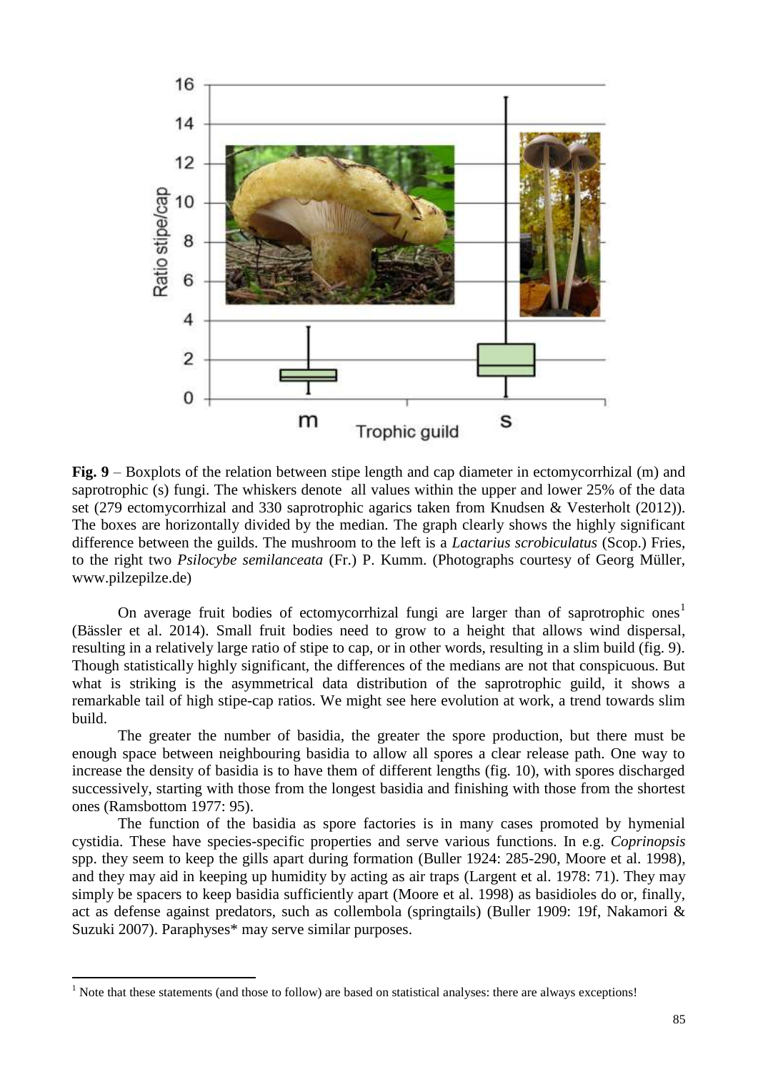**Fig. 9** – Boxplots of the relation between stipe length and cap diameter in ectomycorrhizal (m) and saprotrophic (s) fungi. The whiskers denote all values within the upper and lower 25% of the data set (279 ectomycorrhizal and 330 saprotrophic agarics taken from Knudsen & Vesterholt (2012)). The boxes are horizontally divided by the median. The graph clearly shows the highly significant difference between the guilds. The mushroom to the left is a *Lactarius scrobiculatus* (Scop.) Fries, to the right two *Psilocybe semilanceata* (Fr.) P. Kumm. (Photographs courtesy of Georg Müller, www.pilzepilze.de)

On average fruit bodies of ectomycorrhizal fungi are larger than of saprotrophic ones[1] (Bässler et al. 2014). Small fruit bodies need to grow to a height that allows wind dispersal, resulting in a relatively large ratio of stipe to cap, or in other words, resulting in a slim build (fig. 9). Though statistically highly significant, the differences of the medians are not that conspicuous. But what is striking is the asymmetrical data distribution of the saprotrophic guild, it shows a remarkable tail of high stipe-cap ratios. We might see here evolution at work, a trend towards slim build.

The greater the number of basidia, the greater the spore production, but there must be enough space between neighbouring basidia to allow all spores a clear release path. One way to increase the density of basidia is to have them of different lengths (fig. 10), with spores discharged successively, starting with those from the longest basidia and finishing with those from the shortest ones (Ramsbottom 1977: 95).

The function of the basidia as spore factories is in many cases promoted by hymenial cystidia. These have species-specific properties and serve various functions. In e.g. *Coprinopsis* spp. they seem to keep the gills apart during formation (Buller 1924: 285-290, Moore et al. 1998), and they may aid in keeping up humidity by acting as air traps (Largent et al. 1978: 71). They may simply be spacers to keep basidia sufficiently apart (Moore et al. 1998) as basidioles do or, finally, act as defense against predators, such as collembola (springtails) (Buller 1909: 19f, Nakamori & Suzuki 2007). Paraphyses* may serve similar purposes.

---

[1] Note that these statements (and those to follow) are based on statistical analyses: there are always exceptions!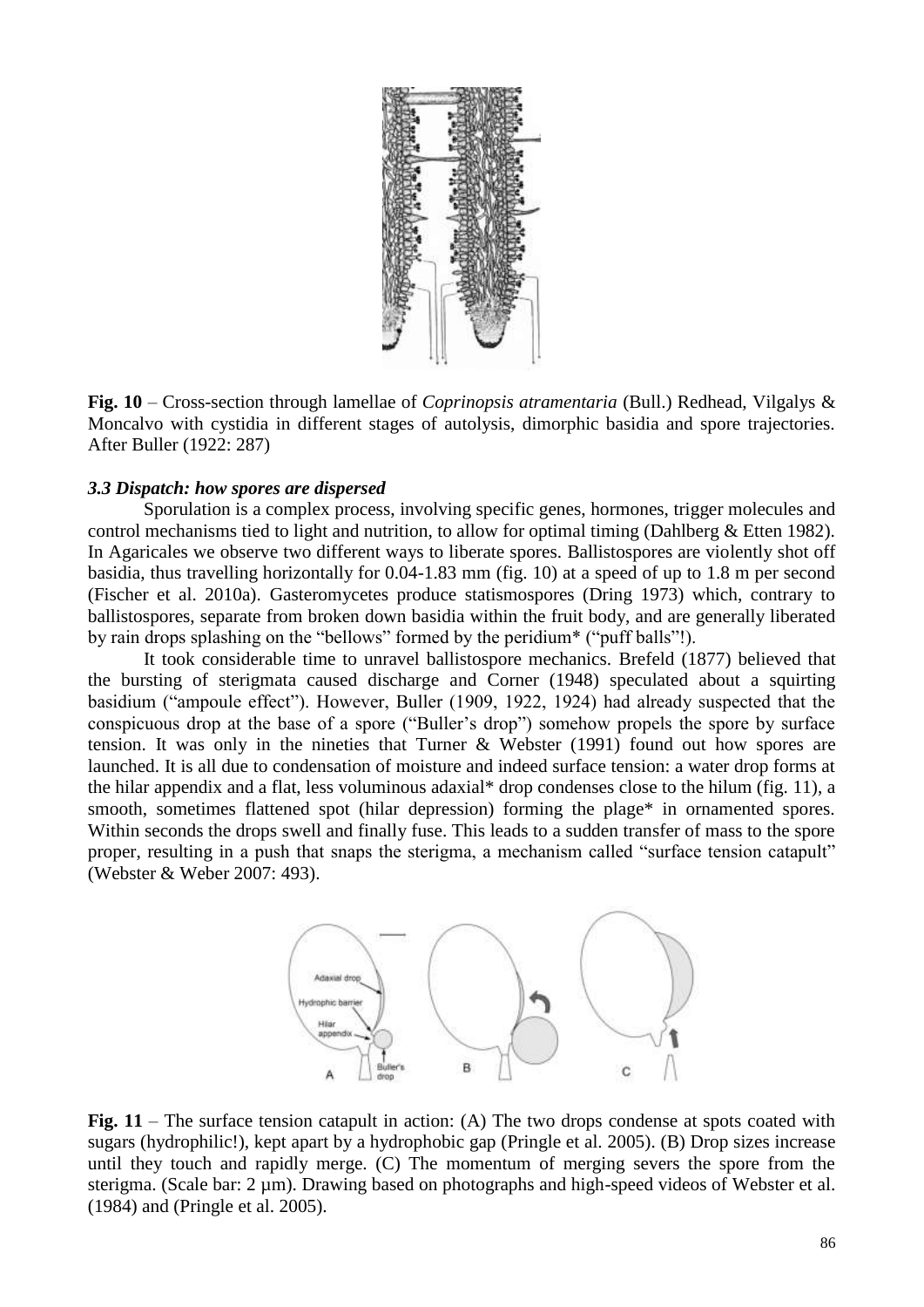**Fig. 10** – Cross-section through lamellae of *Coprinopsis atramentaria* (Bull.) Redhead, Vilgalys & Moncalvo with cystidia in different stages of autolysis, dimorphic basidia and spore trajectories. After Buller (1922: 287)

### *3.3 Dispatch: how spores are dispersed*

Sporulation is a complex process, involving specific genes, hormones, trigger molecules and control mechanisms tied to light and nutrition, to allow for optimal timing (Dahlberg & Etten 1982). In Agaricales we observe two different ways to liberate spores. Ballistospores are violently shot off basidia, thus travelling horizontally for 0.04-1.83 mm (fig. 10) at a speed of up to 1.8 m per second (Fischer et al. 2010a). Gasteromycetes produce statismospores (Dring 1973) which, contrary to ballistospores, separate from broken down basidia within the fruit body, and are generally liberated by rain drops splashing on the "bellows" formed by the peridium* ("puff balls"!).

It took considerable time to unravel ballistospore mechanics. Brefeld (1877) believed that the bursting of sterigmata caused discharge and Corner (1948) speculated about a squirting basidium ("ampoule effect"). However, Buller (1909, 1922, 1924) had already suspected that the conspicuous drop at the base of a spore ("Buller's drop") somehow propels the spore by surface tension. It was only in the nineties that Turner & Webster (1991) found out how spores are launched. It is all due to condensation of moisture and indeed surface tension: a water drop forms at the hilar appendix and a flat, less voluminous adaxial* drop condenses close to the hilum (fig. 11), a smooth, sometimes flattened spot (hilar depression) forming the plage* in ornamented spores. Within seconds the drops swell and finally fuse. This leads to a sudden transfer of mass to the spore proper, resulting in a push that snaps the sterigma, a mechanism called "surface tension catapult" (Webster & Weber 2007: 493).

**Fig. 11** – The surface tension catapult in action: (A) The two drops condense at spots coated with sugars (hydrophilic!), kept apart by a hydrophobic gap (Pringle et al. 2005). (B) Drop sizes increase until they touch and rapidly merge. (C) The momentum of merging severs the spore from the sterigma. (Scale bar: 2 µm). Drawing based on photographs and high-speed videos of Webster et al. (1984) and (Pringle et al. 2005).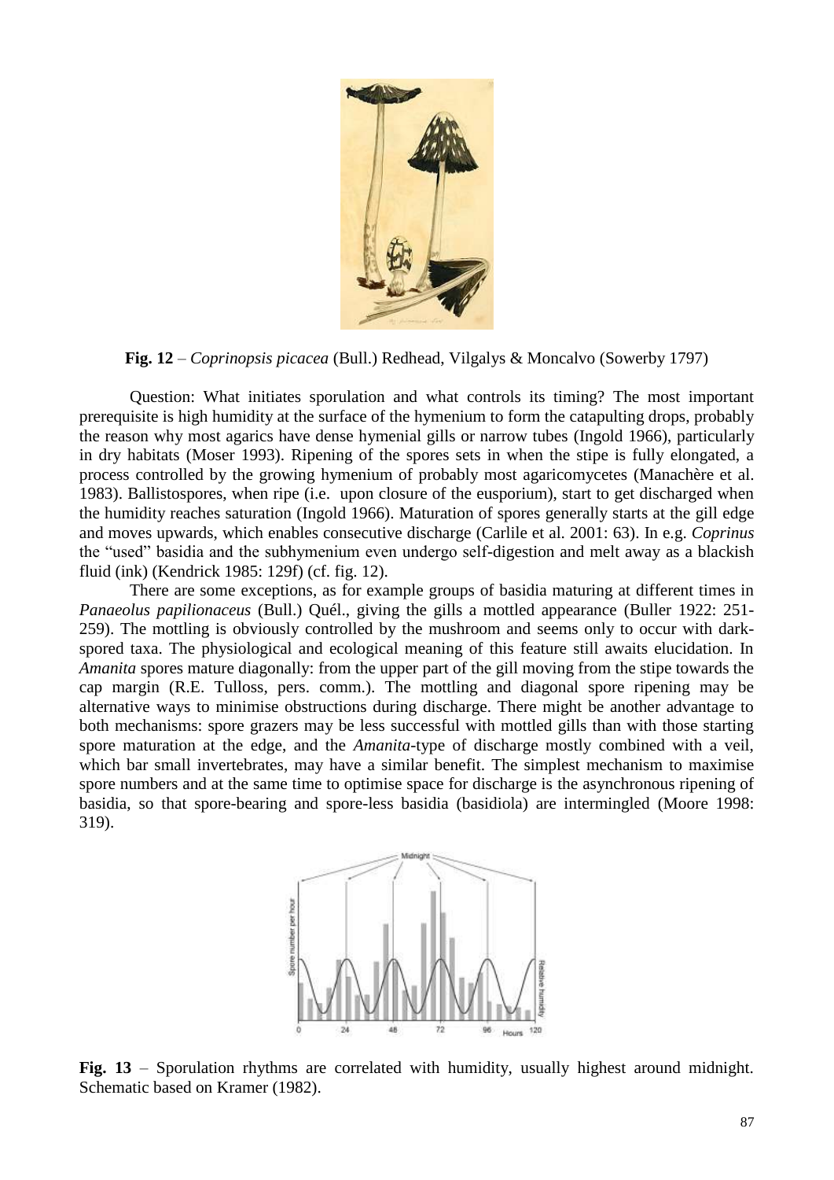**Fig. 12** – *Coprinopsis picacea* (Bull.) Redhead, Vilgalys & Moncalvo (Sowerby 1797)

Question: What initiates sporulation and what controls its timing? The most important prerequisite is high humidity at the surface of the hymenium to form the catapulting drops, probably the reason why most agarics have dense hymenial gills or narrow tubes (Ingold 1966), particularly in dry habitats (Moser 1993). Ripening of the spores sets in when the stipe is fully elongated, a process controlled by the growing hymenium of probably most agaricomycetes (Manachère et al. 1983). Ballistospores, when ripe (i.e. upon closure of the eusporium), start to get discharged when the humidity reaches saturation (Ingold 1966). Maturation of spores generally starts at the gill edge and moves upwards, which enables consecutive discharge (Carlile et al. 2001: 63). In e.g. *Coprinus* the "used" basidia and the subhymenium even undergo self-digestion and melt away as a blackish fluid (ink) (Kendrick 1985: 129f) (cf. fig. 12).

There are some exceptions, as for example groups of basidia maturing at different times in *Panaeolus papilionaceus* (Bull.) Quél., giving the gills a mottled appearance (Buller 1922: 251-259). The mottling is obviously controlled by the mushroom and seems only to occur with dark-spored taxa. The physiological and ecological meaning of this feature still awaits elucidation. In *Amanita* spores mature diagonally: from the upper part of the gill moving from the stipe towards the cap margin (R.E. Tulloss, pers. comm.). The mottling and diagonal spore ripening may be alternative ways to minimise obstructions during discharge. There might be another advantage to both mechanisms: spore grazers may be less successful with mottled gills than with those starting spore maturation at the edge, and the *Amanita*-type of discharge mostly combined with a veil, which bar small invertebrates, may have a similar benefit. The simplest mechanism to maximise spore numbers and at the same time to optimise space for discharge is the asynchronous ripening of basidia, so that spore-bearing and spore-less basidia (basidiola) are intermingled (Moore 1998: 319).

**Fig. 13** – Sporulation rhythms are correlated with humidity, usually highest around midnight. Schematic based on Kramer (1982).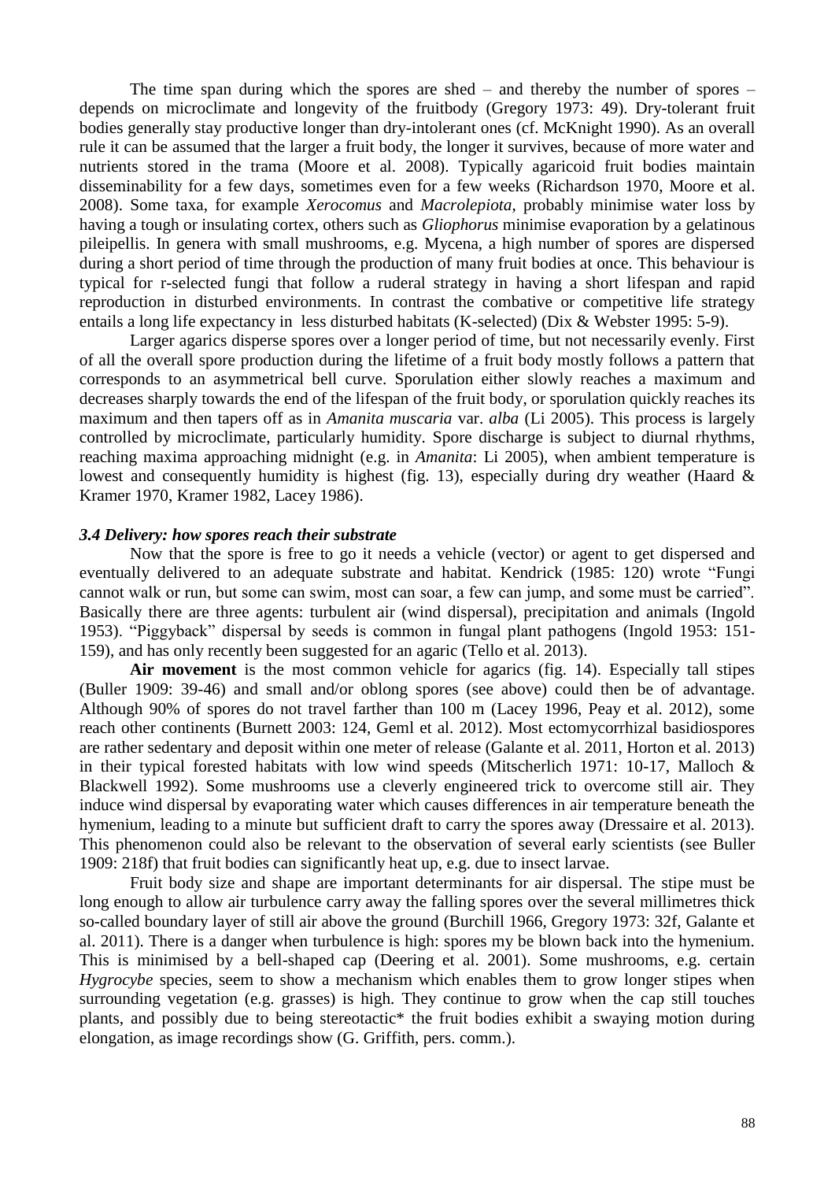The time span during which the spores are shed – and thereby the number of spores – depends on microclimate and longevity of the fruitbody (Gregory 1973: 49). Dry-tolerant fruit bodies generally stay productive longer than dry-intolerant ones (cf. McKnight 1990). As an overall rule it can be assumed that the larger a fruit body, the longer it survives, because of more water and nutrients stored in the trama (Moore et al. 2008). Typically agaricoid fruit bodies maintain disseminability for a few days, sometimes even for a few weeks (Richardson 1970, Moore et al. 2008). Some taxa, for example *Xerocomus* and *Macrolepiota*, probably minimise water loss by having a tough or insulating cortex, others such as *Gliophorus* minimise evaporation by a gelatinous pileipellis. In genera with small mushrooms, e.g. Mycena, a high number of spores are dispersed during a short period of time through the production of many fruit bodies at once. This behaviour is typical for r-selected fungi that follow a ruderal strategy in having a short lifespan and rapid reproduction in disturbed environments. In contrast the combative or competitive life strategy entails a long life expectancy in less disturbed habitats (K-selected) (Dix & Webster 1995: 5-9).

Larger agarics disperse spores over a longer period of time, but not necessarily evenly. First of all the overall spore production during the lifetime of a fruit body mostly follows a pattern that corresponds to an asymmetrical bell curve. Sporulation either slowly reaches a maximum and decreases sharply towards the end of the lifespan of the fruit body, or sporulation quickly reaches its maximum and then tapers off as in *Amanita muscaria* var. *alba* (Li 2005). This process is largely controlled by microclimate, particularly humidity. Spore discharge is subject to diurnal rhythms, reaching maxima approaching midnight (e.g. in *Amanita*: Li 2005), when ambient temperature is lowest and consequently humidity is highest (fig. 13), especially during dry weather (Haard & Kramer 1970, Kramer 1982, Lacey 1986).

### *3.4 Delivery: how spores reach their substrate*

Now that the spore is free to go it needs a vehicle (vector) or agent to get dispersed and eventually delivered to an adequate substrate and habitat. Kendrick (1985: 120) wrote "Fungi cannot walk or run, but some can swim, most can soar, a few can jump, and some must be carried". Basically there are three agents: turbulent air (wind dispersal), precipitation and animals (Ingold 1953). "Piggyback" dispersal by seeds is common in fungal plant pathogens (Ingold 1953: 151-159), and has only recently been suggested for an agaric (Tello et al. 2013).

**Air movement** is the most common vehicle for agarics (fig. 14). Especially tall stipes (Buller 1909: 39-46) and small and/or oblong spores (see above) could then be of advantage. Although 90% of spores do not travel farther than 100 m (Lacey 1996, Peay et al. 2012), some reach other continents (Burnett 2003: 124, Geml et al. 2012). Most ectomycorrhizal basidiospores are rather sedentary and deposit within one meter of release (Galante et al. 2011, Horton et al. 2013) in their typical forested habitats with low wind speeds (Mitscherlich 1971: 10-17, Malloch & Blackwell 1992). Some mushrooms use a cleverly engineered trick to overcome still air. They induce wind dispersal by evaporating water which causes differences in air temperature beneath the hymenium, leading to a minute but sufficient draft to carry the spores away (Dressaire et al. 2013). This phenomenon could also be relevant to the observation of several early scientists (see Buller 1909: 218f) that fruit bodies can significantly heat up, e.g. due to insect larvae.

Fruit body size and shape are important determinants for air dispersal. The stipe must be long enough to allow air turbulence carry away the falling spores over the several millimetres thick so-called boundary layer of still air above the ground (Burchill 1966, Gregory 1973: 32f, Galante et al. 2011). There is a danger when turbulence is high: spores my be blown back into the hymenium. This is minimised by a bell-shaped cap (Deering et al. 2001). Some mushrooms, e.g. certain *Hygrocybe* species, seem to show a mechanism which enables them to grow longer stipes when surrounding vegetation (e.g. grasses) is high. They continue to grow when the cap still touches plants, and possibly due to being stereotactic* the fruit bodies exhibit a swaying motion during elongation, as image recordings show (G. Griffith, pers. comm.).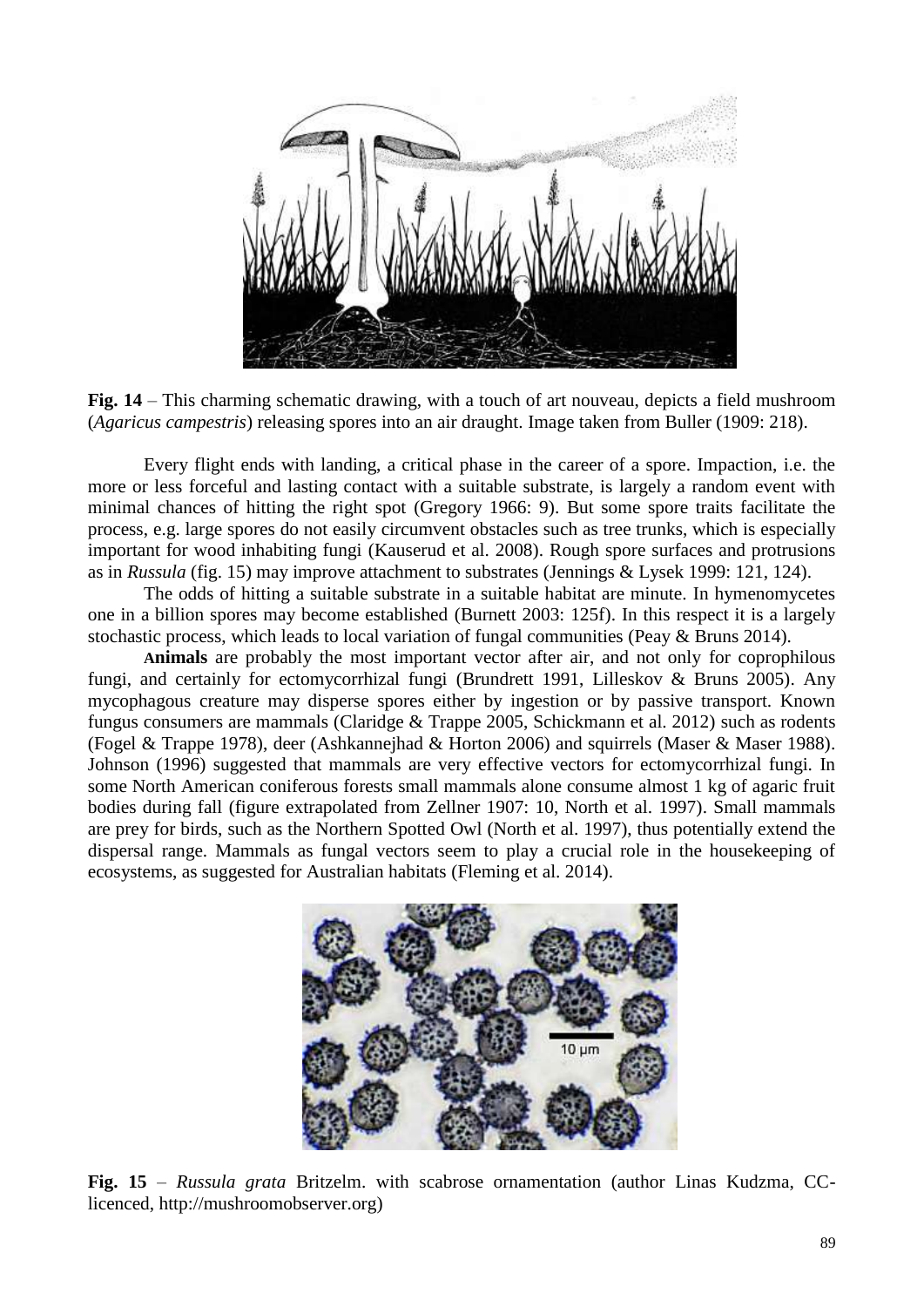**Fig. 14** – This charming schematic drawing, with a touch of art nouveau, depicts a field mushroom (*Agaricus campestris*) releasing spores into an air draught. Image taken from Buller (1909: 218).

Every flight ends with landing, a critical phase in the career of a spore. Impaction, i.e. the more or less forceful and lasting contact with a suitable substrate, is largely a random event with minimal chances of hitting the right spot (Gregory 1966: 9). But some spore traits facilitate the process, e.g. large spores do not easily circumvent obstacles such as tree trunks, which is especially important for wood inhabiting fungi (Kauserud et al. 2008). Rough spore surfaces and protrusions as in *Russula* (fig. 15) may improve attachment to substrates (Jennings & Lysek 1999: 121, 124).

The odds of hitting a suitable substrate in a suitable habitat are minute. In hymenomycetes one in a billion spores may become established (Burnett 2003: 125f). In this respect it is a largely stochastic process, which leads to local variation of fungal communities (Peay & Bruns 2014).

**Animals** are probably the most important vector after air, and not only for coprophilous fungi, and certainly for ectomycorrhizal fungi (Brundrett 1991, Lilleskov & Bruns 2005). Any mycophagous creature may disperse spores either by ingestion or by passive transport. Known fungus consumers are mammals (Claridge & Trappe 2005, Schickmann et al. 2012) such as rodents (Fogel & Trappe 1978), deer (Ashkannejhad & Horton 2006) and squirrels (Maser & Maser 1988). Johnson (1996) suggested that mammals are very effective vectors for ectomycorrhizal fungi. In some North American coniferous forests small mammals alone consume almost 1 kg of agaric fruit bodies during fall (figure extrapolated from Zellner 1907: 10, North et al. 1997). Small mammals are prey for birds, such as the Northern Spotted Owl (North et al. 1997), thus potentially extend the dispersal range. Mammals as fungal vectors seem to play a crucial role in the housekeeping of ecosystems, as suggested for Australian habitats (Fleming et al. 2014).

**Fig. 15** – *Russula grata* Britzelm. with scabrose ornamentation (author Linas Kudzma, CC-licenced, http://mushroomobserver.org)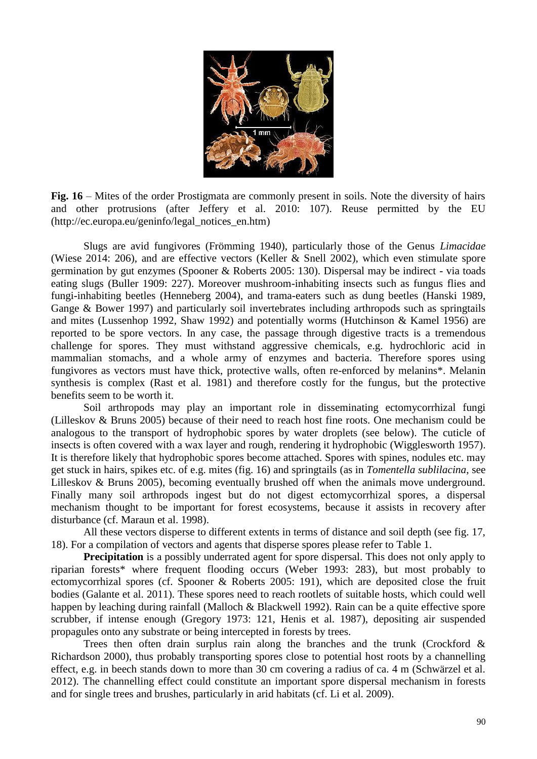**Fig. 16** – Mites of the order Prostigmata are commonly present in soils. Note the diversity of hairs and other protrusions (after Jeffery et al. 2010: 107). Reuse permitted by the EU (http://ec.europa.eu/geninfo/legal_notices_en.htm)

Slugs are avid fungivores (Frömming 1940), particularly those of the Genus *Limacidae* (Wiese 2014: 206), and are effective vectors (Keller & Snell 2002), which even stimulate spore germination by gut enzymes (Spooner & Roberts 2005: 130). Dispersal may be indirect - via toads eating slugs (Buller 1909: 227). Moreover mushroom-inhabiting insects such as fungus flies and fungi-inhabiting beetles (Henneberg 2004), and trama-eaters such as dung beetles (Hanski 1989, Gange & Bower 1997) and particularly soil invertebrates including arthropods such as springtails and mites (Lussenhop 1992, Shaw 1992) and potentially worms (Hutchinson & Kamel 1956) are reported to be spore vectors. In any case, the passage through digestive tracts is a tremendous challenge for spores. They must withstand aggressive chemicals, e.g. hydrochloric acid in mammalian stomachs, and a whole army of enzymes and bacteria. Therefore spores using fungivores as vectors must have thick, protective walls, often re-enforced by melanins*. Melanin synthesis is complex (Rast et al. 1981) and therefore costly for the fungus, but the protective benefits seem to be worth it.

Soil arthropods may play an important role in disseminating ectomycorrhizal fungi (Lilleskov & Bruns 2005) because of their need to reach host fine roots. One mechanism could be analogous to the transport of hydrophobic spores by water droplets (see below). The cuticle of insects is often covered with a wax layer and rough, rendering it hydrophobic (Wigglesworth 1957). It is therefore likely that hydrophobic spores become attached. Spores with spines, nodules etc. may get stuck in hairs, spikes etc. of e.g. mites (fig. 16) and springtails (as in *Tomentella sublilacina*, see Lilleskov & Bruns 2005), becoming eventually brushed off when the animals move underground. Finally many soil arthropods ingest but do not digest ectomycorrhizal spores, a dispersal mechanism thought to be important for forest ecosystems, because it assists in recovery after disturbance (cf. Maraun et al. 1998).

All these vectors disperse to different extents in terms of distance and soil depth (see fig. 17, 18). For a compilation of vectors and agents that disperse spores please refer to Table 1.

**Precipitation** is a possibly underrated agent for spore dispersal. This does not only apply to riparian forests* where frequent flooding occurs (Weber 1993: 283), but most probably to ectomycorrhizal spores (cf. Spooner & Roberts 2005: 191), which are deposited close the fruit bodies (Galante et al. 2011). These spores need to reach rootlets of suitable hosts, which could well happen by leaching during rainfall (Malloch & Blackwell 1992). Rain can be a quite effective spore scrubber, if intense enough (Gregory 1973: 121, Henis et al. 1987), depositing air suspended propagules onto any substrate or being intercepted in forests by trees.

Trees then often drain surplus rain along the branches and the trunk (Crockford & Richardson 2000), thus probably transporting spores close to potential host roots by a channelling effect, e.g. in beech stands down to more than 30 cm covering a radius of ca. 4 m (Schwärzel et al. 2012). The channelling effect could constitute an important spore dispersal mechanism in forests and for single trees and brushes, particularly in arid habitats (cf. Li et al. 2009).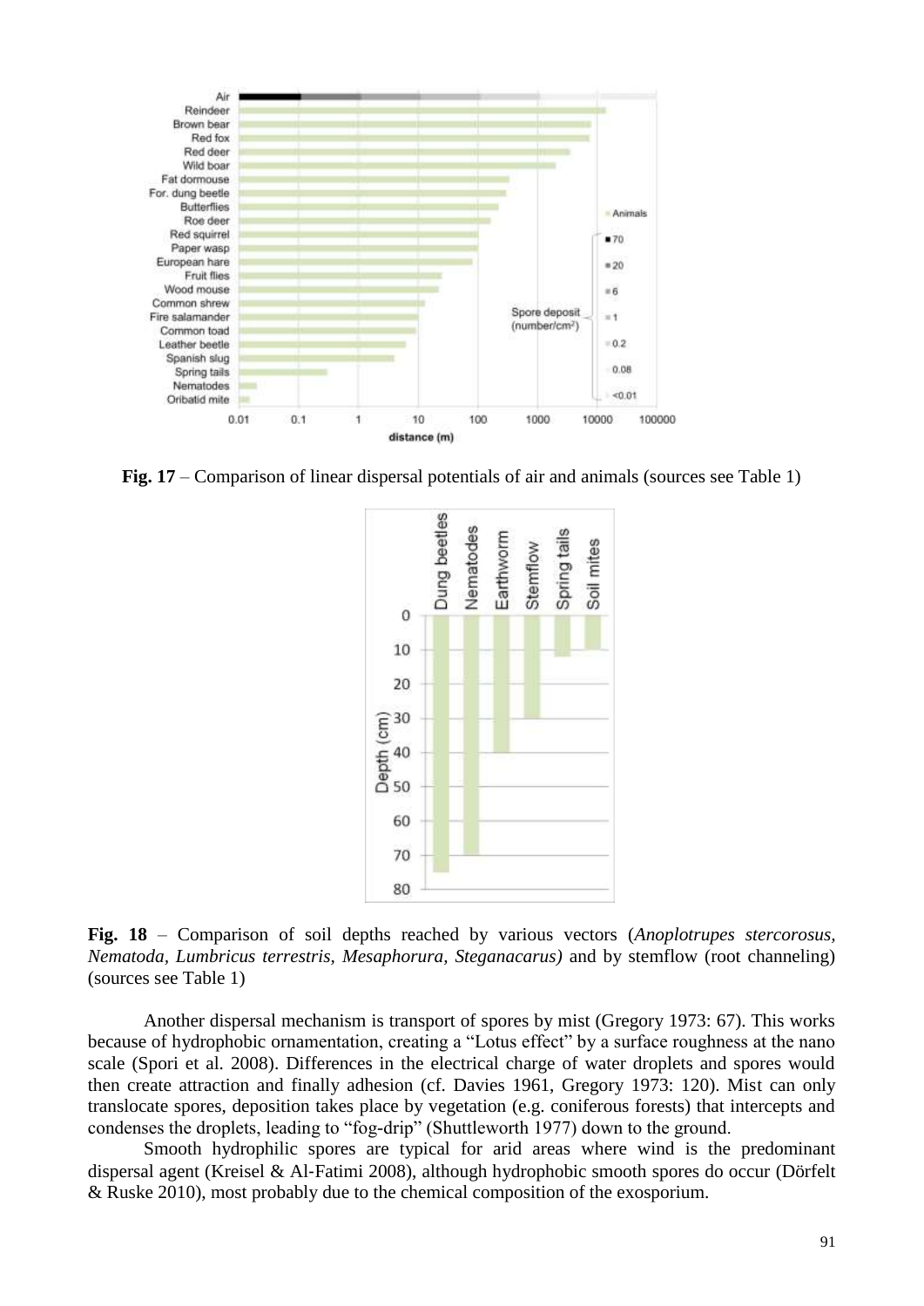**Fig. 17** – Comparison of linear dispersal potentials of air and animals (sources see Table 1)

**Fig. 18** – Comparison of soil depths reached by various vectors (*Anoplotrupes stercorosus, Nematoda, Lumbricus terrestris, Mesaphorura, Steganacarus)* and by stemflow (root channeling) (sources see Table 1)

Another dispersal mechanism is transport of spores by mist (Gregory 1973: 67). This works because of hydrophobic ornamentation, creating a "Lotus effect" by a surface roughness at the nano scale (Spori et al. 2008). Differences in the electrical charge of water droplets and spores would then create attraction and finally adhesion (cf. Davies 1961, Gregory 1973: 120). Mist can only translocate spores, deposition takes place by vegetation (e.g. coniferous forests) that intercepts and condenses the droplets, leading to "fog-drip" (Shuttleworth 1977) down to the ground.

Smooth hydrophilic spores are typical for arid areas where wind is the predominant dispersal agent (Kreisel & Al-Fatimi 2008), although hydrophobic smooth spores do occur (Dörfelt & Ruske 2010), most probably due to the chemical composition of the exosporium.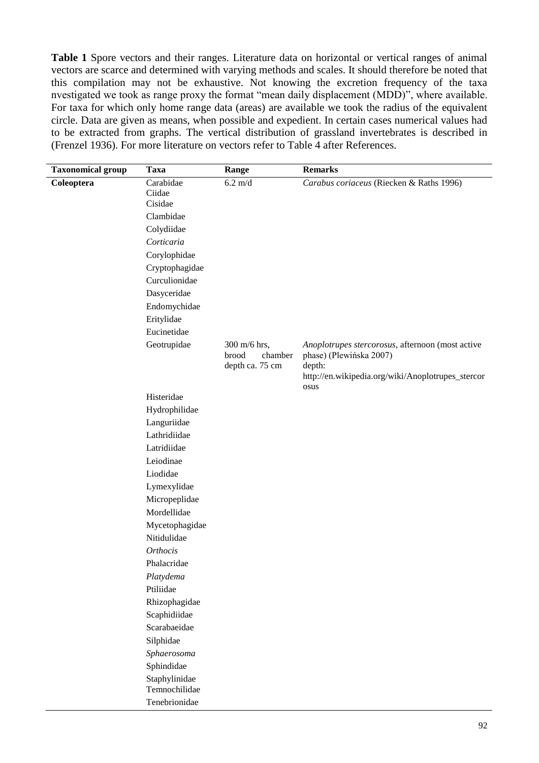**Table 1** Spore vectors and their ranges. Literature data on horizontal or vertical ranges of animal vectors are scarce and determined with varying methods and scales. It should therefore be noted that this compilation may not be exhaustive. Not knowing the excretion frequency of the taxa nvestigated we took as range proxy the format "mean daily displacement (MDD)", where available. For taxa for which only home range data (areas) are available we took the radius of the equivalent circle. Data are given as means, when possible and expedient. In certain cases numerical values had to be extracted from graphs. The vertical distribution of grassland invertebrates is described in (Frenzel 1936). For more literature on vectors refer to Table 4 after References.

| Taxonomical group | Taxa | Range | Remarks |
|---|---|---|---|
| **Coleoptera** | Carabidae | 6.2 m/d | *Carabus coriaceus* (Riecken & Raths 1996) |
| | Ciidae | | |
| | Cisidae | | |
| | Clambidae | | |
| | Colydiidae | | |
| | *Corticaria* | | |
| | Corylophidae | | |
| | Cryptophagidae | | |
| | Curculionidae | | |
| | Dasyceridae | | |
| | Endomychidae | | |
| | Eritylidae | | |
| | Eucinetidae | | |
| | Geotrupidae | 300 m/6 hrs, brood chamber depth ca. 75 cm | *Anoplotrupes stercorosus*, afternoon (most active phase) (Plewińska 2007) depth: http://en.wikipedia.org/wiki/Anoplotrupes_stercorosus |
| | Histeridae | | |
| | Hydrophilidae | | |
| | Languriidae | | |
| | Lathridiidae | | |
| | Latridiidae | | |
| | Leiodinae | | |
| | Liodidae | | |
| | Lymexylidae | | |
| | Micropeplidae | | |
| | Mordellidae | | |
| | Mycetophagidae | | |
| | Nitidulidae | | |
| | *Orthocis* | | |
| | Phalacridae | | |
| | *Platydema* | | |
| | Ptiliidae | | |
| | Rhizophagidae | | |
| | Scaphidiidae | | |
| | Scarabaeidae | | |
| | Silphidae | | |
| | *Sphaerosoma* | | |
| | Sphindidae | | |
| | Staphylinidae | | |
| | Temnochilidae | | |
| | Tenebrionidae | | |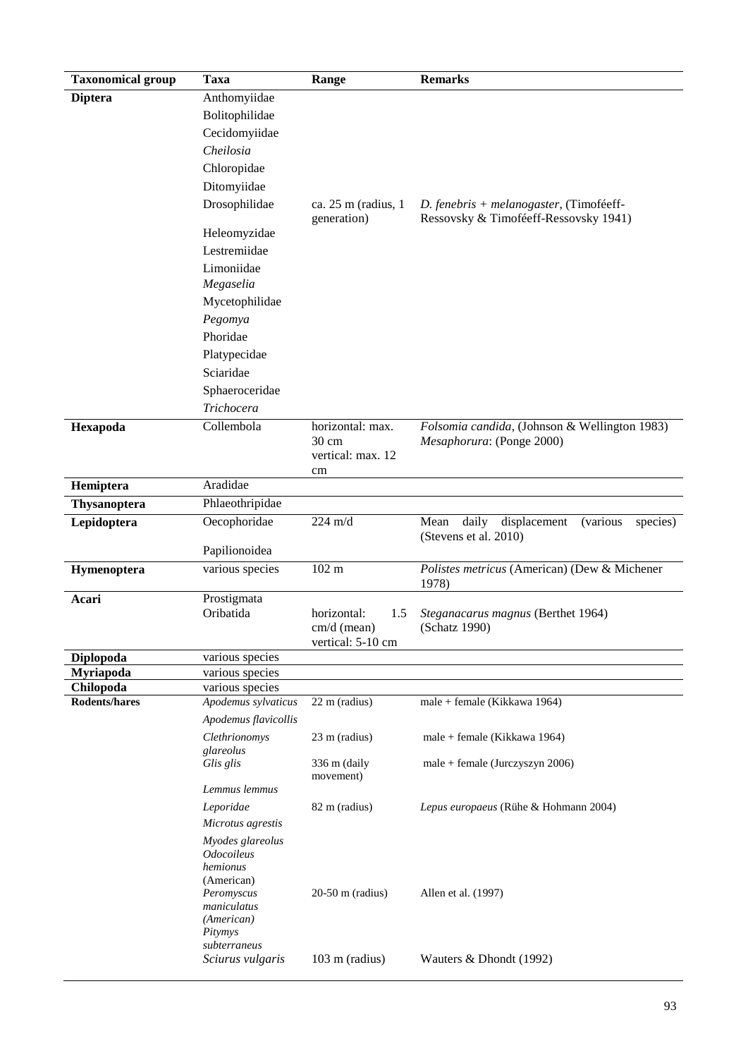| Taxonomical group | Taxa | Range | Remarks |
|---|---|---|---|
| **Diptera** | Anthomyiidae | | |
| | Bolitophilidae | | |
| | Cecidomyiidae | | |
| | *Cheilosia* | | |
| | Chloropidae | | |
| | Ditomyiidae | | |
| | Drosophilidae | ca. 25 m (radius, 1 generation) | *D. fenebris + melanogaster*, (Timoféeff-Ressovsky & Timoféeff-Ressovsky 1941) |
| | Heleomyzidae | | |
| | Lestremiidae | | |
| | Limoniidae | | |
| | *Megaselia* | | |
| | Mycetophilidae | | |
| | *Pegomya* | | |
| | Phoridae | | |
| | Platypecidae | | |
| | Sciaridae | | |
| | Sphaeroceridae | | |
| | *Trichocera* | | |
| **Hexapoda** | Collembola | horizontal: max. 30 cm<br>vertical: max. 12 cm | *Folsomia candida*, (Johnson & Wellington 1983)<br>*Mesaphorura*: (Ponge 2000) |
| **Hemiptera** | Aradidae | | |
| **Thysanoptera** | Phlaeothripidae | | |
| **Lepidoptera** | Oecophoridae | 224 m/d | Mean daily displacement (various species) (Stevens et al. 2010) |
| | Papilionoidea | | |
| **Hymenoptera** | various species | 102 m | *Polistes metricus* (American) (Dew & Michener 1978) |
| **Acari** | Prostigmata | | |
| | Oribatida | horizontal: 1.5 cm/d (mean)<br>vertical: 5-10 cm | *Steganacarus magnus* (Berthet 1964)<br>(Schatz 1990) |
| **Diplopoda** | various species | | |
| **Myriapoda** | various species | | |
| **Chilopoda** | various species | | |
| **Rodents/hares** | *Apodemus sylvaticus* | 22 m (radius) | male + female (Kikkawa 1964) |
| | *Apodemus flavicollis* | | |
| | *Clethrionomys glareolus* | 23 m (radius) | male + female (Kikkawa 1964) |
| | *Glis glis* | 336 m (daily movement) | male + female (Jurczyszyn 2006) |
| | *Lemmus lemmus* | | |
| | *Leporidae* | 82 m (radius) | *Lepus europaeus* (Rühe & Hohmann 2004) |
| | *Microtus agrestis* | | |
| | *Myodes glareolus* | | |
| | *Odocoileus hemionus* (American) | | |
| | *Peromyscus maniculatus (American)* | 20-50 m (radius) | Allen et al. (1997) |
| | *Pitymys subterraneus* | | |
| | *Sciurus vulgaris* | 103 m (radius) | Wauters & Dhondt (1992) |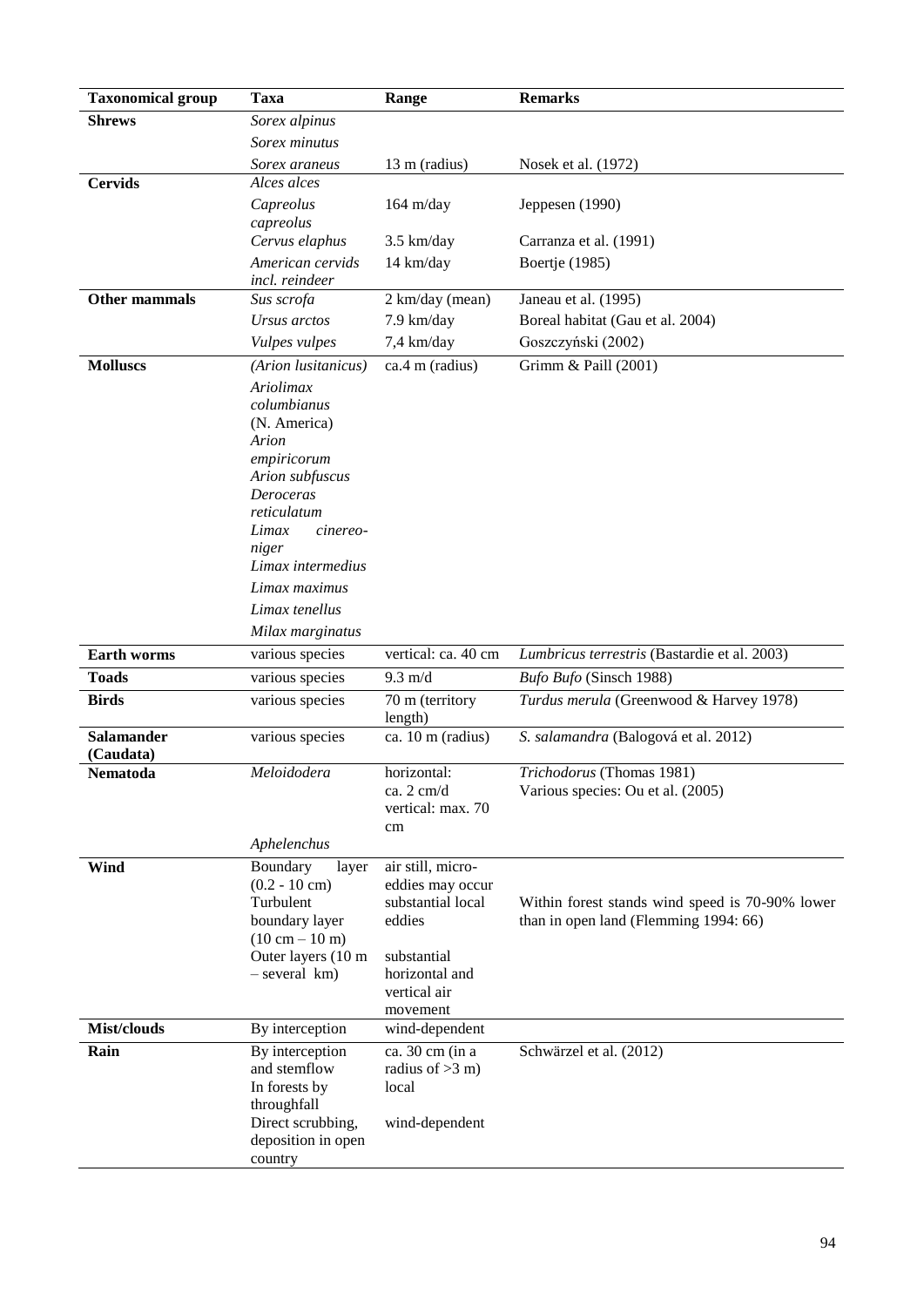| Taxonomical group | Taxa | Range | Remarks |
|---|---|---|---|
| **Shrews** | *Sorex alpinus* | | |
| | *Sorex minutus* | | |
| | *Sorex araneus* | 13 m (radius) | Nosek et al. (1972) |
| **Cervids** | *Alces alces* | | |
| | *Capreolus capreolus* | 164 m/day | Jeppesen (1990) |
| | *Cervus elaphus* | 3.5 km/day | Carranza et al. (1991) |
| | *American cervids incl. reindeer* | 14 km/day | Boertje (1985) |
| **Other mammals** | *Sus scrofa* | 2 km/day (mean) | Janeau et al. (1995) |
| | *Ursus arctos* | 7.9 km/day | Boreal habitat (Gau et al. 2004) |
| | *Vulpes vulpes* | 7,4 km/day | Goszczyński (2002) |
| **Molluscs** | *(Arion lusitanicus)* | ca.4 m (radius) | Grimm & Paill (2001) |
| | *Ariolimax columbianus* (N. America) *Arion empiricorum* *Arion subfuscus* *Deroceras reticulatum* *Limax cinereo-niger* *Limax intermedius* | | |
| | *Limax maximus* | | |
| | *Limax tenellus* | | |
| | *Milax marginatus* | | |
| **Earth worms** | various species | vertical: ca. 40 cm | *Lumbricus terrestris* (Bastardie et al. 2003) |
| **Toads** | various species | 9.3 m/d | *Bufo Bufo* (Sinsch 1988) |
| **Birds** | various species | 70 m (territory length) | *Turdus merula* (Greenwood & Harvey 1978) |
| **Salamander (Caudata)** | various species | ca. 10 m (radius) | *S. salamandra* (Balogová et al. 2012) |
| **Nematoda** | *Meloidodera* | horizontal: ca. 2 cm/d vertical: max. 70 cm | *Trichodorus* (Thomas 1981) Various species: Ou et al. (2005) |
| | *Aphelenchus* | | |
| **Wind** | Boundary layer (0.2 - 10 cm) Turbulent boundary layer (10 cm – 10 m) Outer layers (10 m – several km) | air still, micro-eddies may occur substantial local eddies substantial horizontal and vertical air movement | Within forest stands wind speed is 70-90% lower than in open land (Flemming 1994: 66) |
| **Mist/clouds** | By interception | wind-dependent | |
| **Rain** | By interception and stemflow In forests by throughfall Direct scrubbing, deposition in open country | ca. 30 cm (in a radius of >3 m) local wind-dependent | Schwärzel et al. (2012) |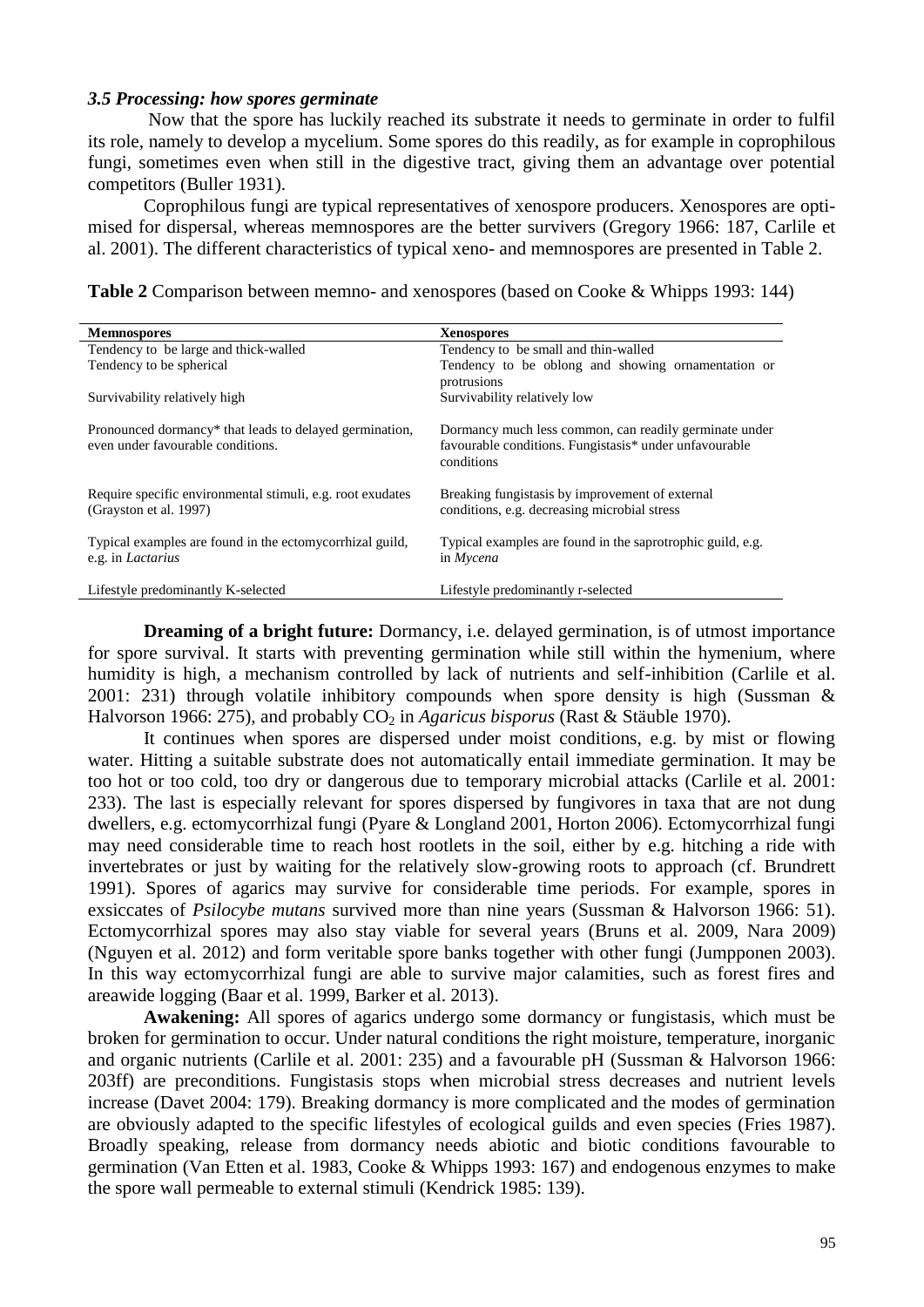### *3.5 Processing: how spores germinate*

Now that the spore has luckily reached its substrate it needs to germinate in order to fulfil its role, namely to develop a mycelium. Some spores do this readily, as for example in coprophilous fungi, sometimes even when still in the digestive tract, giving them an advantage over potential competitors (Buller 1931).

Coprophilous fungi are typical representatives of xenospore producers. Xenospores are optimised for dispersal, whereas memnospores are the better survivers (Gregory 1966: 187, Carlile et al. 2001). The different characteristics of typical xeno- and memnospores are presented in Table 2.

**Table 2** Comparison between memno- and xenospores (based on Cooke & Whipps 1993: 144)

| **Memnospores** | **Xenospores** |
|---|---|
| Tendency to be large and thick-walled | Tendency to be small and thin-walled |
| Tendency to be spherical | Tendency to be oblong and showing ornamentation or protrusions |
| Survivability relatively high | Survivability relatively low |
| Pronounced dormancy* that leads to delayed germination, even under favourable conditions. | Dormancy much less common, can readily germinate under favourable conditions. Fungistasis* under unfavourable conditions |
| Require specific environmental stimuli, e.g. root exudates (Grayston et al. 1997) | Breaking fungistasis by improvement of external conditions, e.g. decreasing microbial stress |
| Typical examples are found in the ectomycorrhizal guild, e.g. in *Lactarius* | Typical examples are found in the saprotrophic guild, e.g. in *Mycena* |
| Lifestyle predominantly K-selected | Lifestyle predominantly r-selected |

**Dreaming of a bright future:** Dormancy, i.e. delayed germination, is of utmost importance for spore survival. It starts with preventing germination while still within the hymenium, where humidity is high, a mechanism controlled by lack of nutrients and self-inhibition (Carlile et al. 2001: 231) through volatile inhibitory compounds when spore density is high (Sussman & Halvorson 1966: 275), and probably $CO_2$ in *Agaricus bisporus* (Rast & Stäuble 1970).

It continues when spores are dispersed under moist conditions, e.g. by mist or flowing water. Hitting a suitable substrate does not automatically entail immediate germination. It may be too hot or too cold, too dry or dangerous due to temporary microbial attacks (Carlile et al. 2001: 233). The last is especially relevant for spores dispersed by fungivores in taxa that are not dung dwellers, e.g. ectomycorrhizal fungi (Pyare & Longland 2001, Horton 2006). Ectomycorrhizal fungi may need considerable time to reach host rootlets in the soil, either by e.g. hitching a ride with invertebrates or just by waiting for the relatively slow-growing roots to approach (cf. Brundrett 1991). Spores of agarics may survive for considerable time periods. For example, spores in exsiccates of *Psilocybe mutans* survived more than nine years (Sussman & Halvorson 1966: 51). Ectomycorrhizal spores may also stay viable for several years (Bruns et al. 2009, Nara 2009) (Nguyen et al. 2012) and form veritable spore banks together with other fungi (Jumpponen 2003). In this way ectomycorrhizal fungi are able to survive major calamities, such as forest fires and areawide logging (Baar et al. 1999, Barker et al. 2013).

**Awakening:** All spores of agarics undergo some dormancy or fungistasis, which must be broken for germination to occur. Under natural conditions the right moisture, temperature, inorganic and organic nutrients (Carlile et al. 2001: 235) and a favourable pH (Sussman & Halvorson 1966: 203ff) are preconditions. Fungistasis stops when microbial stress decreases and nutrient levels increase (Davet 2004: 179). Breaking dormancy is more complicated and the modes of germination are obviously adapted to the specific lifestyles of ecological guilds and even species (Fries 1987). Broadly speaking, release from dormancy needs abiotic and biotic conditions favourable to germination (Van Etten et al. 1983, Cooke & Whipps 1993: 167) and endogenous enzymes to make the spore wall permeable to external stimuli (Kendrick 1985: 139).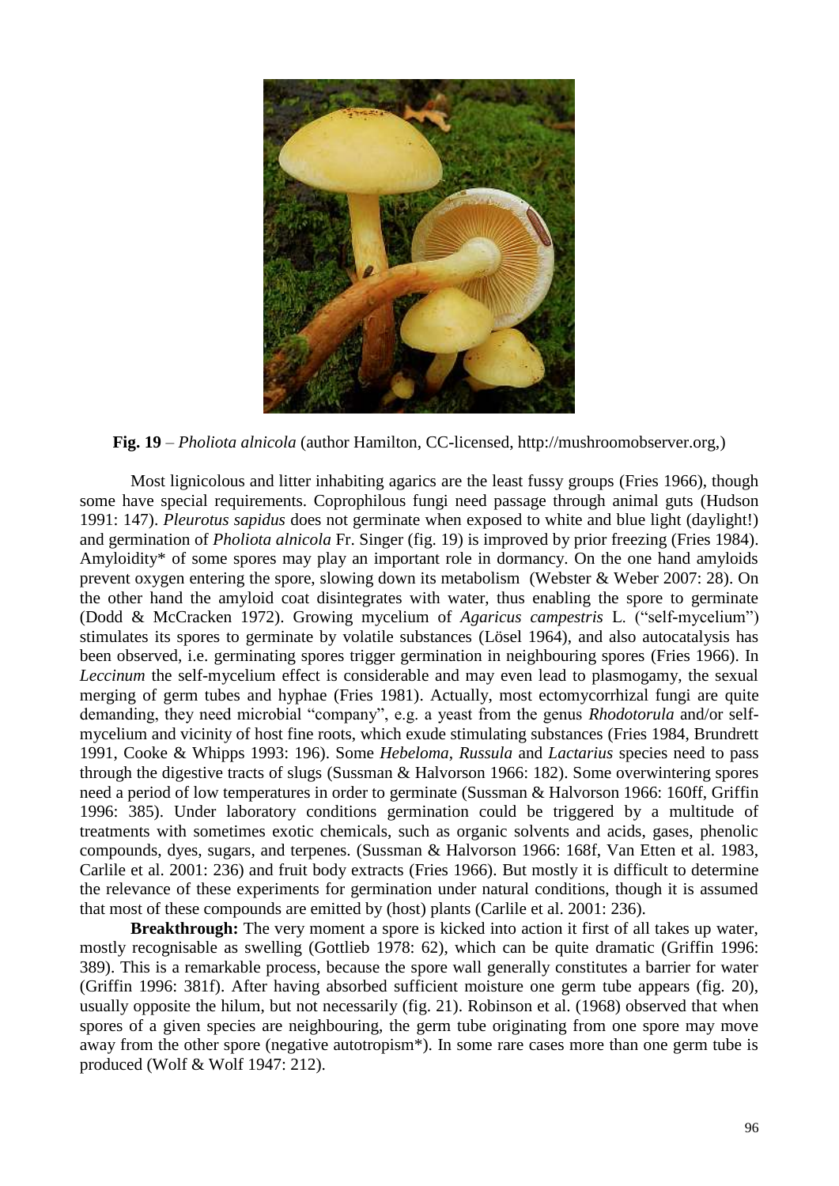**Fig. 19** – *Pholiota alnicola* (author Hamilton, CC-licensed, http://mushroomobserver.org,)

Most lignicolous and litter inhabiting agarics are the least fussy groups (Fries 1966), though some have special requirements. Coprophilous fungi need passage through animal guts (Hudson 1991: 147). *Pleurotus sapidus* does not germinate when exposed to white and blue light (daylight!) and germination of *Pholiota alnicola* Fr. Singer (fig. 19) is improved by prior freezing (Fries 1984). Amyloidity* of some spores may play an important role in dormancy. On the one hand amyloids prevent oxygen entering the spore, slowing down its metabolism (Webster & Weber 2007: 28). On the other hand the amyloid coat disintegrates with water, thus enabling the spore to germinate (Dodd & McCracken 1972). Growing mycelium of *Agaricus campestris* L. ("self-mycelium") stimulates its spores to germinate by volatile substances (Lösel 1964), and also autocatalysis has been observed, i.e. germinating spores trigger germination in neighbouring spores (Fries 1966). In *Leccinum* the self-mycelium effect is considerable and may even lead to plasmogamy, the sexual merging of germ tubes and hyphae (Fries 1981). Actually, most ectomycorrhizal fungi are quite demanding, they need microbial "company", e.g. a yeast from the genus *Rhodotorula* and/or self-mycelium and vicinity of host fine roots, which exude stimulating substances (Fries 1984, Brundrett 1991, Cooke & Whipps 1993: 196). Some *Hebeloma*, *Russula* and *Lactarius* species need to pass through the digestive tracts of slugs (Sussman & Halvorson 1966: 182). Some overwintering spores need a period of low temperatures in order to germinate (Sussman & Halvorson 1966: 160ff, Griffin 1996: 385). Under laboratory conditions germination could be triggered by a multitude of treatments with sometimes exotic chemicals, such as organic solvents and acids, gases, phenolic compounds, dyes, sugars, and terpenes. (Sussman & Halvorson 1966: 168f, Van Etten et al. 1983, Carlile et al. 2001: 236) and fruit body extracts (Fries 1966). But mostly it is difficult to determine the relevance of these experiments for germination under natural conditions, though it is assumed that most of these compounds are emitted by (host) plants (Carlile et al. 2001: 236).

**Breakthrough:** The very moment a spore is kicked into action it first of all takes up water, mostly recognisable as swelling (Gottlieb 1978: 62), which can be quite dramatic (Griffin 1996: 389). This is a remarkable process, because the spore wall generally constitutes a barrier for water (Griffin 1996: 381f). After having absorbed sufficient moisture one germ tube appears (fig. 20), usually opposite the hilum, but not necessarily (fig. 21). Robinson et al. (1968) observed that when spores of a given species are neighbouring, the germ tube originating from one spore may move away from the other spore (negative autotropism*). In some rare cases more than one germ tube is produced (Wolf & Wolf 1947: 212).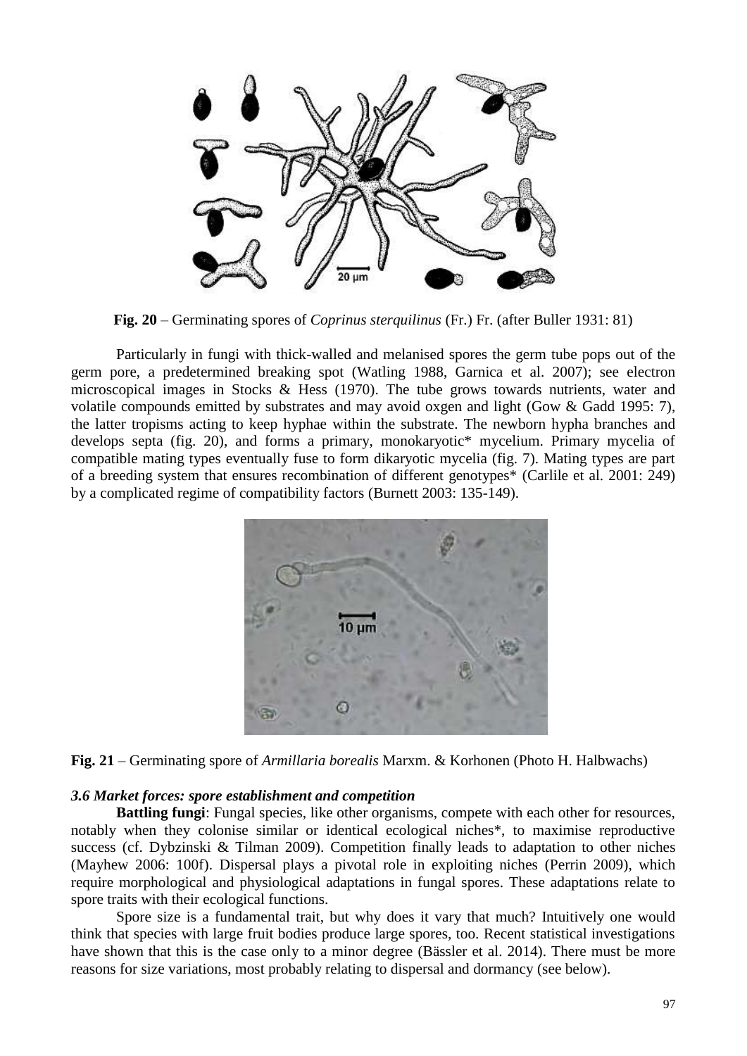**Fig. 20** – Germinating spores of *Coprinus sterquilinus* (Fr.) Fr. (after Buller 1931: 81)

Particularly in fungi with thick-walled and melanised spores the germ tube pops out of the germ pore, a predetermined breaking spot (Watling 1988, Garnica et al. 2007); see electron microscopical images in Stocks & Hess (1970). The tube grows towards nutrients, water and volatile compounds emitted by substrates and may avoid oxgen and light (Gow & Gadd 1995: 7), the latter tropisms acting to keep hyphae within the substrate. The newborn hypha branches and develops septa (fig. 20), and forms a primary, monokaryotic* mycelium. Primary mycelia of compatible mating types eventually fuse to form dikaryotic mycelia (fig. 7). Mating types are part of a breeding system that ensures recombination of different genotypes* (Carlile et al. 2001: 249) by a complicated regime of compatibility factors (Burnett 2003: 135-149).

**Fig. 21** – Germinating spore of *Armillaria borealis* Marxm. & Korhonen (Photo H. Halbwachs)

### *3.6 Market forces: spore establishment and competition*

**Battling fungi**: Fungal species, like other organisms, compete with each other for resources, notably when they colonise similar or identical ecological niches*, to maximise reproductive success (cf. Dybzinski & Tilman 2009). Competition finally leads to adaptation to other niches (Mayhew 2006: 100f). Dispersal plays a pivotal role in exploiting niches (Perrin 2009), which require morphological and physiological adaptations in fungal spores. These adaptations relate to spore traits with their ecological functions.

Spore size is a fundamental trait, but why does it vary that much? Intuitively one would think that species with large fruit bodies produce large spores, too. Recent statistical investigations have shown that this is the case only to a minor degree (Bässler et al. 2014). There must be more reasons for size variations, most probably relating to dispersal and dormancy (see below).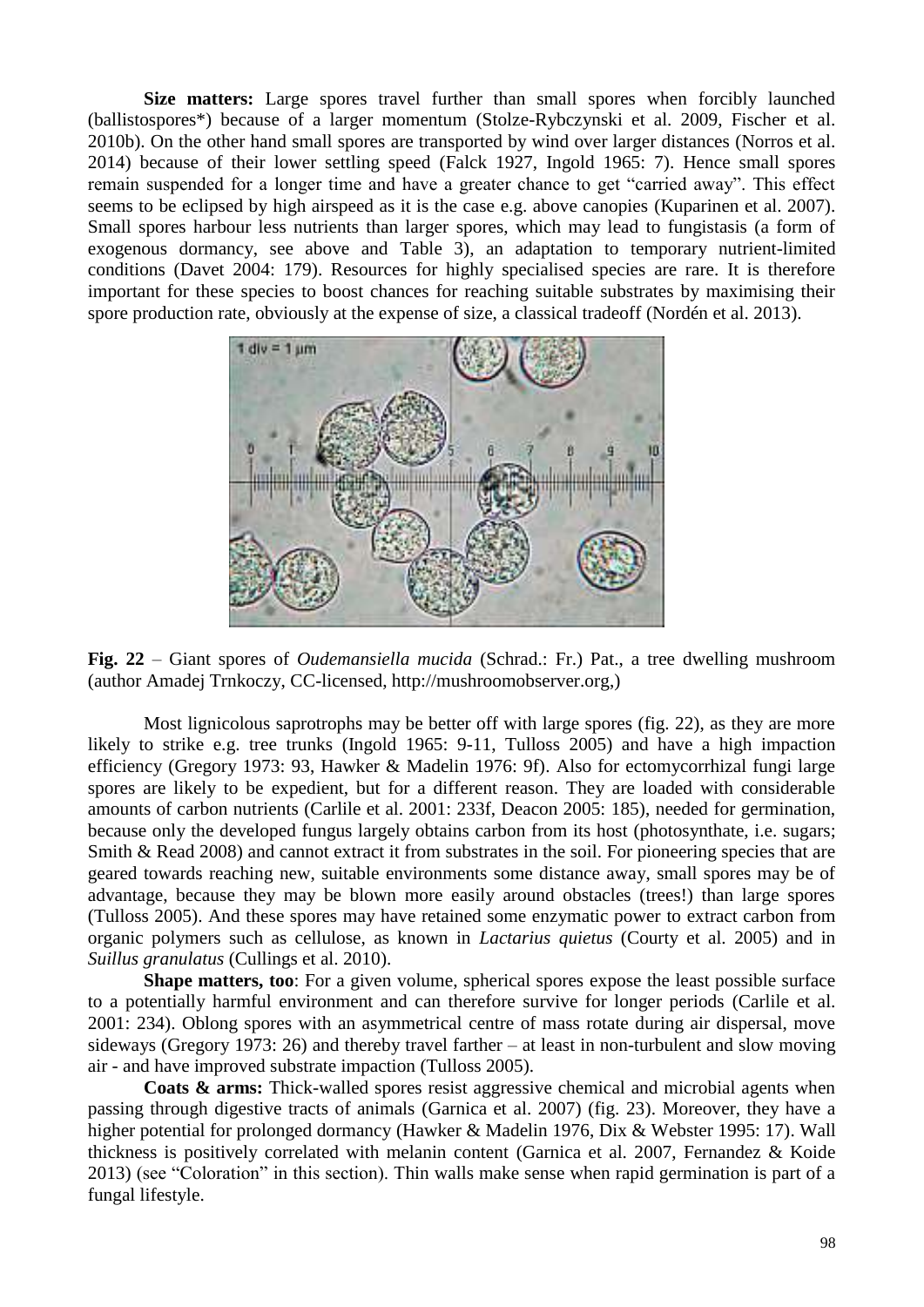**Size matters:** Large spores travel further than small spores when forcibly launched (ballistospores*) because of a larger momentum (Stolze-Rybczynski et al. 2009, Fischer et al. 2010b). On the other hand small spores are transported by wind over larger distances (Norros et al. 2014) because of their lower settling speed (Falck 1927, Ingold 1965: 7). Hence small spores remain suspended for a longer time and have a greater chance to get "carried away". This effect seems to be eclipsed by high airspeed as it is the case e.g. above canopies (Kuparinen et al. 2007). Small spores harbour less nutrients than larger spores, which may lead to fungistasis (a form of exogenous dormancy, see above and Table 3), an adaptation to temporary nutrient-limited conditions (Davet 2004: 179). Resources for highly specialised species are rare. It is therefore important for these species to boost chances for reaching suitable substrates by maximising their spore production rate, obviously at the expense of size, a classical tradeoff (Nordén et al. 2013).

**Fig. 22** – Giant spores of *Oudemansiella mucida* (Schrad.: Fr.) Pat., a tree dwelling mushroom (author Amadej Trnkoczy, CC-licensed, http://mushroomobserver.org,)

Most lignicolous saprotrophs may be better off with large spores (fig. 22), as they are more likely to strike e.g. tree trunks (Ingold 1965: 9-11, Tulloss 2005) and have a high impaction efficiency (Gregory 1973: 93, Hawker & Madelin 1976: 9f). Also for ectomycorrhizal fungi large spores are likely to be expedient, but for a different reason. They are loaded with considerable amounts of carbon nutrients (Carlile et al. 2001: 233f, Deacon 2005: 185), needed for germination, because only the developed fungus largely obtains carbon from its host (photosynthate, i.e. sugars; Smith & Read 2008) and cannot extract it from substrates in the soil. For pioneering species that are geared towards reaching new, suitable environments some distance away, small spores may be of advantage, because they may be blown more easily around obstacles (trees!) than large spores (Tulloss 2005). And these spores may have retained some enzymatic power to extract carbon from organic polymers such as cellulose, as known in *Lactarius quietus* (Courty et al. 2005) and in *Suillus granulatus* (Cullings et al. 2010).

**Shape matters, too**: For a given volume, spherical spores expose the least possible surface to a potentially harmful environment and can therefore survive for longer periods (Carlile et al. 2001: 234). Oblong spores with an asymmetrical centre of mass rotate during air dispersal, move sideways (Gregory 1973: 26) and thereby travel farther – at least in non-turbulent and slow moving air - and have improved substrate impaction (Tulloss 2005).

**Coats & arms:** Thick-walled spores resist aggressive chemical and microbial agents when passing through digestive tracts of animals (Garnica et al. 2007) (fig. 23). Moreover, they have a higher potential for prolonged dormancy (Hawker & Madelin 1976, Dix & Webster 1995: 17). Wall thickness is positively correlated with melanin content (Garnica et al. 2007, Fernandez & Koide 2013) (see "Coloration" in this section). Thin walls make sense when rapid germination is part of a fungal lifestyle.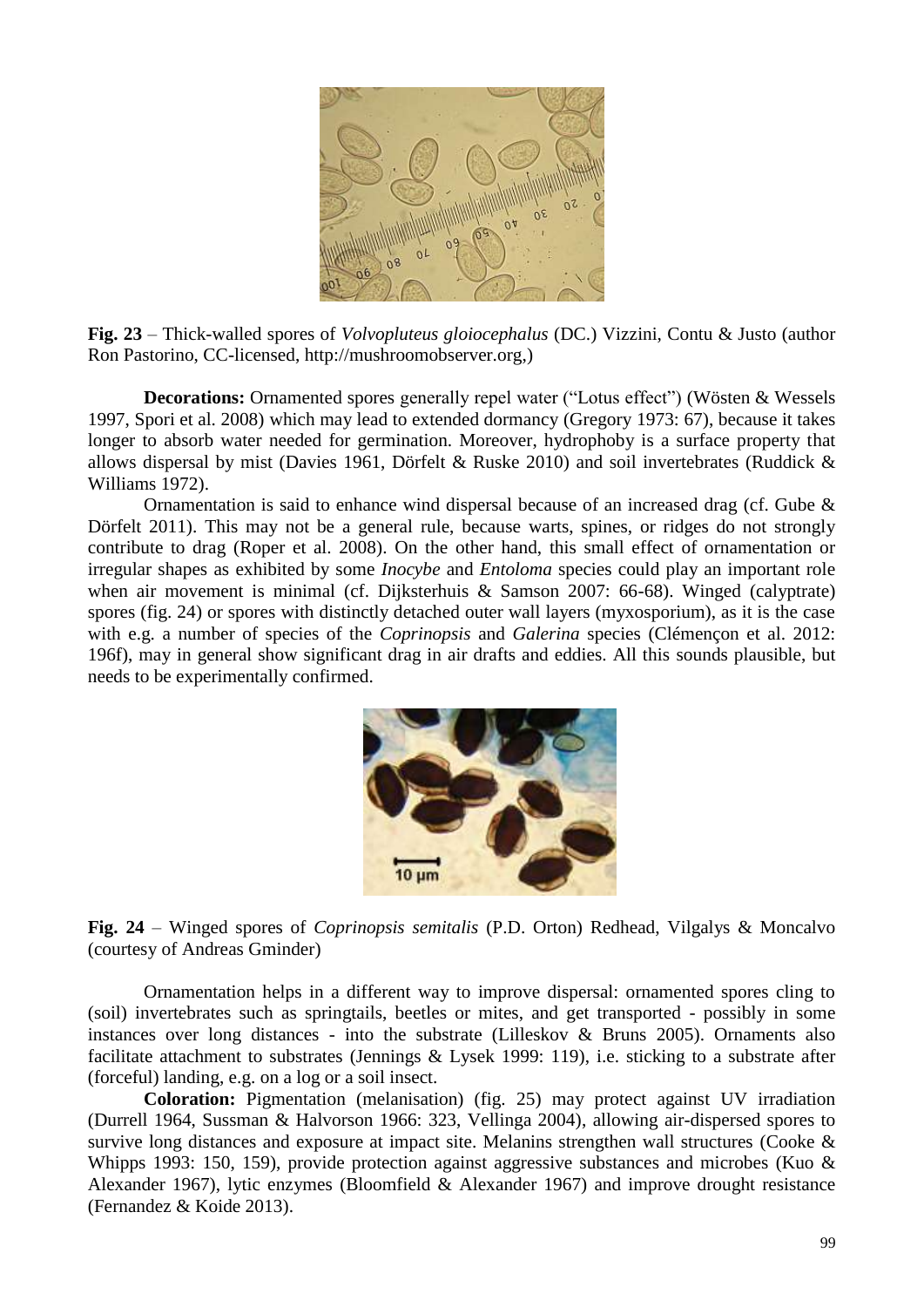**Fig. 23** – Thick-walled spores of *Volvopluteus gloiocephalus* (DC.) Vizzini, Contu & Justo (author Ron Pastorino, CC-licensed, http://mushroomobserver.org,)

**Decorations:** Ornamented spores generally repel water ("Lotus effect") (Wösten & Wessels 1997, Spori et al. 2008) which may lead to extended dormancy (Gregory 1973: 67), because it takes longer to absorb water needed for germination. Moreover, hydrophoby is a surface property that allows dispersal by mist (Davies 1961, Dörfelt & Ruske 2010) and soil invertebrates (Ruddick & Williams 1972).

Ornamentation is said to enhance wind dispersal because of an increased drag (cf. Gube & Dörfelt 2011). This may not be a general rule, because warts, spines, or ridges do not strongly contribute to drag (Roper et al. 2008). On the other hand, this small effect of ornamentation or irregular shapes as exhibited by some *Inocybe* and *Entoloma* species could play an important role when air movement is minimal (cf. Dijksterhuis & Samson 2007: 66-68). Winged (calyptrate) spores (fig. 24) or spores with distinctly detached outer wall layers (myxosporium), as it is the case with e.g. a number of species of the *Coprinopsis* and *Galerina* species (Clémençon et al. 2012: 196f), may in general show significant drag in air drafts and eddies. All this sounds plausible, but needs to be experimentally confirmed.

**Fig. 24** – Winged spores of *Coprinopsis semitalis* (P.D. Orton) Redhead, Vilgalys & Moncalvo (courtesy of Andreas Gminder)

Ornamentation helps in a different way to improve dispersal: ornamented spores cling to (soil) invertebrates such as springtails, beetles or mites, and get transported - possibly in some instances over long distances - into the substrate (Lilleskov & Bruns 2005). Ornaments also facilitate attachment to substrates (Jennings & Lysek 1999: 119), i.e. sticking to a substrate after (forceful) landing, e.g. on a log or a soil insect.

**Coloration:** Pigmentation (melanisation) (fig. 25) may protect against UV irradiation (Durrell 1964, Sussman & Halvorson 1966: 323, Vellinga 2004), allowing air-dispersed spores to survive long distances and exposure at impact site. Melanins strengthen wall structures (Cooke & Whipps 1993: 150, 159), provide protection against aggressive substances and microbes (Kuo & Alexander 1967), lytic enzymes (Bloomfield & Alexander 1967) and improve drought resistance (Fernandez & Koide 2013).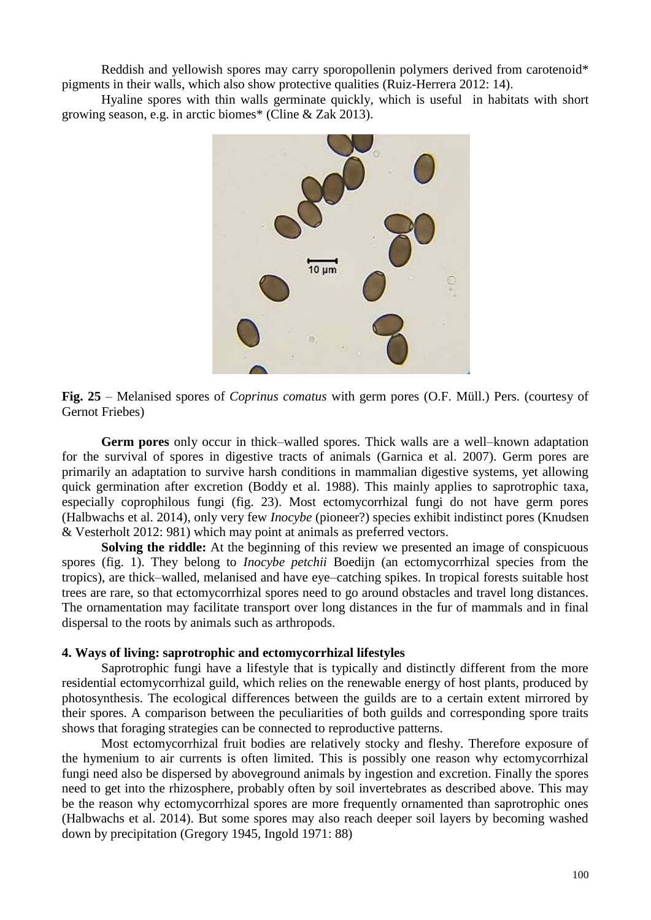Reddish and yellowish spores may carry sporopollenin polymers derived from carotenoid* pigments in their walls, which also show protective qualities (Ruiz-Herrera 2012: 14).

Hyaline spores with thin walls germinate quickly, which is useful in habitats with short growing season, e.g. in arctic biomes* (Cline & Zak 2013).

**Fig. 25** – Melanised spores of *Coprinus comatus* with germ pores (O.F. Müll.) Pers. (courtesy of Gernot Friebes)

**Germ pores** only occur in thick–walled spores. Thick walls are a well–known adaptation for the survival of spores in digestive tracts of animals (Garnica et al. 2007). Germ pores are primarily an adaptation to survive harsh conditions in mammalian digestive systems, yet allowing quick germination after excretion (Boddy et al. 1988). This mainly applies to saprotrophic taxa, especially coprophilous fungi (fig. 23). Most ectomycorrhizal fungi do not have germ pores (Halbwachs et al. 2014), only very few *Inocybe* (pioneer?) species exhibit indistinct pores (Knudsen & Vesterholt 2012: 981) which may point at animals as preferred vectors.

**Solving the riddle:** At the beginning of this review we presented an image of conspicuous spores (fig. 1). They belong to *Inocybe petchii* Boedijn (an ectomycorrhizal species from the tropics), are thick–walled, melanised and have eye–catching spikes. In tropical forests suitable host trees are rare, so that ectomycorrhizal spores need to go around obstacles and travel long distances. The ornamentation may facilitate transport over long distances in the fur of mammals and in final dispersal to the roots by animals such as arthropods.

#### 4. Ways of living: saprotrophic and ectomycorrhizal lifestyles

Saprotrophic fungi have a lifestyle that is typically and distinctly different from the more residential ectomycorrhizal guild, which relies on the renewable energy of host plants, produced by photosynthesis. The ecological differences between the guilds are to a certain extent mirrored by their spores. A comparison between the peculiarities of both guilds and corresponding spore traits shows that foraging strategies can be connected to reproductive patterns.

Most ectomycorrhizal fruit bodies are relatively stocky and fleshy. Therefore exposure of the hymenium to air currents is often limited. This is possibly one reason why ectomycorrhizal fungi need also be dispersed by aboveground animals by ingestion and excretion. Finally the spores need to get into the rhizosphere, probably often by soil invertebrates as described above. This may be the reason why ectomycorrhizal spores are more frequently ornamented than saprotrophic ones (Halbwachs et al. 2014). But some spores may also reach deeper soil layers by becoming washed down by precipitation (Gregory 1945, Ingold 1971: 88)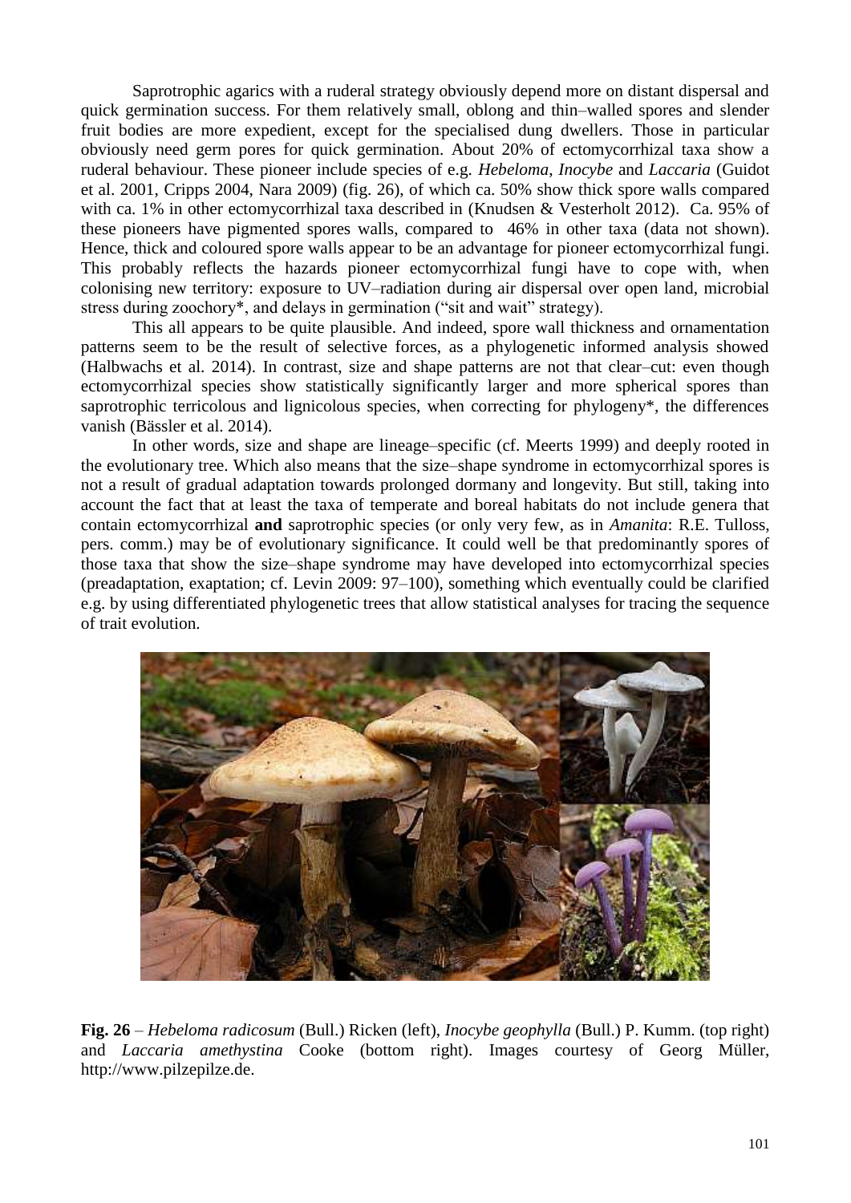Saprotrophic agarics with a ruderal strategy obviously depend more on distant dispersal and quick germination success. For them relatively small, oblong and thin–walled spores and slender fruit bodies are more expedient, except for the specialised dung dwellers. Those in particular obviously need germ pores for quick germination. About 20% of ectomycorrhizal taxa show a ruderal behaviour. These pioneer include species of e.g. *Hebeloma*, *Inocybe* and *Laccaria* (Guidot et al. 2001, Cripps 2004, Nara 2009) (fig. 26), of which ca. 50% show thick spore walls compared with ca. 1% in other ectomycorrhizal taxa described in (Knudsen & Vesterholt 2012). Ca. 95% of these pioneers have pigmented spores walls, compared to 46% in other taxa (data not shown). Hence, thick and coloured spore walls appear to be an advantage for pioneer ectomycorrhizal fungi. This probably reflects the hazards pioneer ectomycorrhizal fungi have to cope with, when colonising new territory: exposure to UV–radiation during air dispersal over open land, microbial stress during zoochory*, and delays in germination ("sit and wait" strategy).

This all appears to be quite plausible. And indeed, spore wall thickness and ornamentation patterns seem to be the result of selective forces, as a phylogenetic informed analysis showed (Halbwachs et al. 2014). In contrast, size and shape patterns are not that clear–cut: even though ectomycorrhizal species show statistically significantly larger and more spherical spores than saprotrophic terricolous and lignicolous species, when correcting for phylogeny*, the differences vanish (Bässler et al. 2014).

In other words, size and shape are lineage–specific (cf. Meerts 1999) and deeply rooted in the evolutionary tree. Which also means that the size–shape syndrome in ectomycorrhizal spores is not a result of gradual adaptation towards prolonged dormany and longevity. But still, taking into account the fact that at least the taxa of temperate and boreal habitats do not include genera that contain ectomycorrhizal **and** saprotrophic species (or only very few, as in *Amanita*: R.E. Tulloss, pers. comm.) may be of evolutionary significance. It could well be that predominantly spores of those taxa that show the size–shape syndrome may have developed into ectomycorrhizal species (preadaptation, exaptation; cf. Levin 2009: 97–100), something which eventually could be clarified e.g. by using differentiated phylogenetic trees that allow statistical analyses for tracing the sequence of trait evolution.

**Fig. 26** – *Hebeloma radicosum* (Bull.) Ricken (left), *Inocybe geophylla* (Bull.) P. Kumm. (top right) and *Laccaria amethystina* Cooke (bottom right). Images courtesy of Georg Müller, http://www.pilzepilze.de.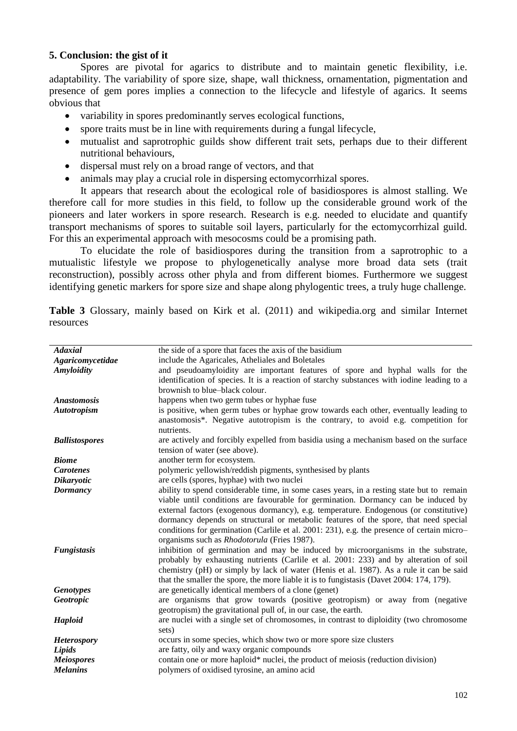## 5. Conclusion: the gist of it

Spores are pivotal for agarics to distribute and to maintain genetic flexibility, i.e. adaptability. The variability of spore size, shape, wall thickness, ornamentation, pigmentation and presence of gem pores implies a connection to the lifecycle and lifestyle of agarics. It seems obvious that

- variability in spores predominantly serves ecological functions,
- spore traits must be in line with requirements during a fungal lifecycle,
- mutualist and saprotrophic guilds show different trait sets, perhaps due to their different nutritional behaviours,
- dispersal must rely on a broad range of vectors, and that
- animals may play a crucial role in dispersing ectomycorrhizal spores.

It appears that research about the ecological role of basidiospores is almost stalling. We therefore call for more studies in this field, to follow up the considerable ground work of the pioneers and later workers in spore research. Research is e.g. needed to elucidate and quantify transport mechanisms of spores to suitable soil layers, particularly for the ectomycorrhizal guild. For this an experimental approach with mesocosms could be a promising path.

To elucidate the role of basidiospores during the transition from a saprotrophic to a mutualistic lifestyle we propose to phylogenetically analyse more broad data sets (trait reconstruction), possibly across other phyla and from different biomes. Furthermore we suggest identifying genetic markers for spore size and shape along phylogentic trees, a truly huge challenge.

**Table 3** Glossary, mainly based on Kirk et al. (2011) and wikipedia.org and similar Internet resources

| | |
|---|---|
| ***Adaxial*** | the side of a spore that faces the axis of the basidium |
| ***Agaricomycetidae*** | include the Agaricales, Atheliales and Boletales |
| ***Amyloidity*** | and pseudoamyloidity are important features of spore and hyphal walls for the identification of species. It is a reaction of starchy substances with iodine leading to a brownish to blue–black colour. |
| ***Anastomosis*** | happens when two germ tubes or hyphae fuse |
| ***Autotropism*** | is positive, when germ tubes or hyphae grow towards each other, eventually leading to anastomosis*. Negative autotropism is the contrary, to avoid e.g. competition for nutrients. |
| ***Ballistospores*** | are actively and forcibly expelled from basidia using a mechanism based on the surface tension of water (see above). |
| ***Biome*** | another term for ecosystem. |
| ***Carotenes*** | polymeric yellowish/reddish pigments, synthesised by plants |
| ***Dikaryotic*** | are cells (spores, hyphae) with two nuclei |
| ***Dormancy*** | ability to spend considerable time, in some cases years, in a resting state but to remain viable until conditions are favourable for germination. Dormancy can be induced by external factors (exogenous dormancy), e.g. temperature. Endogenous (or constitutive) dormancy depends on structural or metabolic features of the spore, that need special conditions for germination (Carlile et al. 2001: 231), e.g. the presence of certain micro–organisms such as *Rhodotorula* (Fries 1987). |
| ***Fungistasis*** | inhibition of germination and may be induced by microorganisms in the substrate, probably by exhausting nutrients (Carlile et al. 2001: 233) and by alteration of soil chemistry (pH) or simply by lack of water (Henis et al. 1987). As a rule it can be said that the smaller the spore, the more liable it is to fungistasis (Davet 2004: 174, 179). |
| ***Genotypes*** | are genetically identical members of a clone (genet) |
| ***Geotropic*** | are organisms that grow towards (positive geotropism) or away from (negative geotropism) the gravitational pull of, in our case, the earth. |
| ***Haploid*** | are nuclei with a single set of chromosomes, in contrast to diploidity (two chromosome sets) |
| ***Heterospory*** | occurs in some species, which show two or more spore size clusters |
| ***Lipids*** | are fatty, oily and waxy organic compounds |
| ***Meiospores*** | contain one or more haploid* nuclei, the product of meiosis (reduction division) |
| ***Melanins*** | polymers of oxidised tyrosine, an amino acid |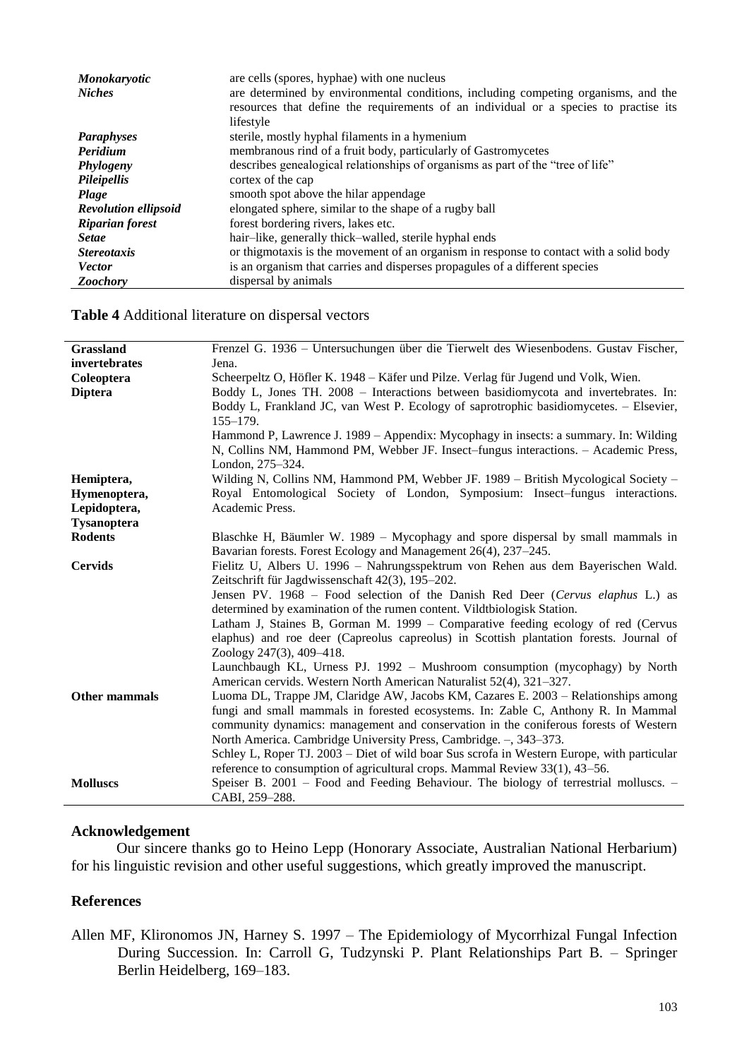| | |
|---|---|
| ***Monokaryotic*** | are cells (spores, hyphae) with one nucleus |
| ***Niches*** | are determined by environmental conditions, including competing organisms, and the resources that define the requirements of an individual or a species to practise its lifestyle |
| ***Paraphyses*** | sterile, mostly hyphal filaments in a hymenium |
| ***Peridium*** | membranous rind of a fruit body, particularly of Gastromycetes |
| ***Phylogeny*** | describes genealogical relationships of organisms as part of the "tree of life" |
| ***Pileipellis*** | cortex of the cap |
| ***Plage*** | smooth spot above the hilar appendage |
| ***Revolution ellipsoid*** | elongated sphere, similar to the shape of a rugby ball |
| ***Riparian forest*** | forest bordering rivers, lakes etc. |
| ***Setae*** | hair–like, generally thick–walled, sterile hyphal ends |
| ***Stereotaxis*** | or thigmotaxis is the movement of an organism in response to contact with a solid body |
| ***Vector*** | is an organism that carries and disperses propagules of a different species |
| ***Zoochory*** | dispersal by animals |

**Table 4** Additional literature on dispersal vectors

| | |
|---|---|
| **Grassland invertebrates** | Frenzel G. 1936 – Untersuchungen über die Tierwelt des Wiesenbodens. Gustav Fischer, Jena. |
| **Coleoptera** | Scheerpeltz O, Höfler K. 1948 – Käfer und Pilze. Verlag für Jugend und Volk, Wien. |
| **Diptera** | Boddy L, Jones TH. 2008 – Interactions between basidiomycota and invertebrates. In: Boddy L, Frankland JC, van West P. Ecology of saprotrophic basidiomycetes. – Elsevier, 155–179. |
| | Hammond P, Lawrence J. 1989 – Appendix: Mycophagy in insects: a summary. In: Wilding N, Collins NM, Hammond PM, Webber JF. Insect–fungus interactions. – Academic Press, London, 275–324. |
| **Hemiptera, Hymenoptera, Lepidoptera, Tysanoptera** | Wilding N, Collins NM, Hammond PM, Webber JF. 1989 – British Mycological Society – Royal Entomological Society of London, Symposium: Insect–fungus interactions. Academic Press. |
| **Rodents** | Blaschke H, Bäumler W. 1989 – Mycophagy and spore dispersal by small mammals in Bavarian forests. Forest Ecology and Management 26(4), 237–245. |
| **Cervids** | Fielitz U, Albers U. 1996 – Nahrungsspektrum von Rehen aus dem Bayerischen Wald. Zeitschrift für Jagdwissenschaft 42(3), 195–202. |
| | Jensen PV. 1968 – Food selection of the Danish Red Deer (*Cervus elaphus* L.) as determined by examination of the rumen content. Vildtbiologisk Station. |
| | Latham J, Staines B, Gorman M. 1999 – Comparative feeding ecology of red (Cervus elaphus) and roe deer (Capreolus capreolus) in Scottish plantation forests. Journal of Zoology 247(3), 409–418. |
| | Launchbaugh KL, Urness PJ. 1992 – Mushroom consumption (mycophagy) by North American cervids. Western North American Naturalist 52(4), 321–327. |
| **Other mammals** | Luoma DL, Trappe JM, Claridge AW, Jacobs KM, Cazares E. 2003 – Relationships among fungi and small mammals in forested ecosystems. In: Zable C, Anthony R. In Mammal community dynamics: management and conservation in the coniferous forests of Western North America. Cambridge University Press, Cambridge. –, 343–373. |
| | Schley L, Roper TJ. 2003 – Diet of wild boar Sus scrofa in Western Europe, with particular reference to consumption of agricultural crops. Mammal Review 33(1), 43–56. |
| **Molluscs** | Speiser B. 2001 – Food and Feeding Behaviour. The biology of terrestrial molluscs. – CABI, 259–288. |

## Acknowledgement

Our sincere thanks go to Heino Lepp (Honorary Associate, Australian National Herbarium) for his linguistic revision and other useful suggestions, which greatly improved the manuscript.

## References

Allen MF, Klironomos JN, Harney S. 1997 – The Epidemiology of Mycorrhizal Fungal Infection During Succession. In: Carroll G, Tudzynski P. Plant Relationships Part B. – Springer Berlin Heidelberg, 169–183.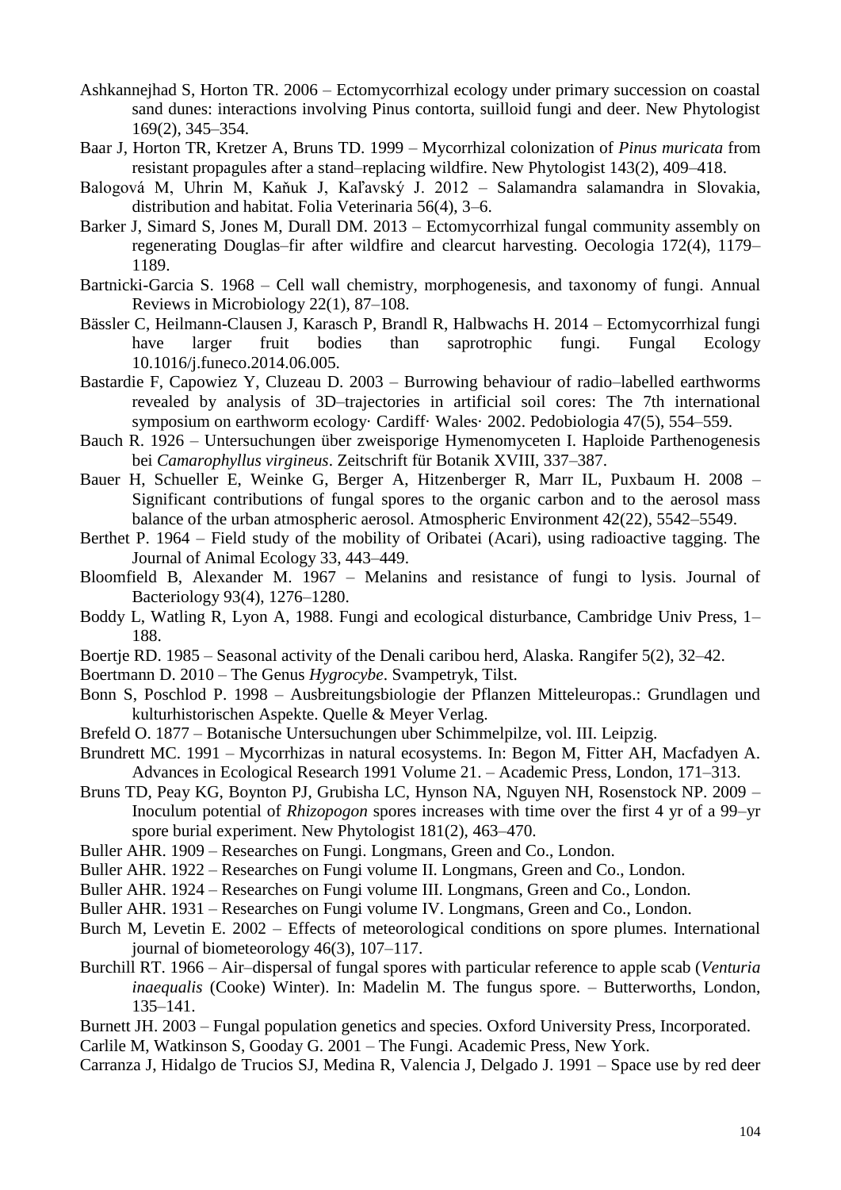Ashkannejhad S, Horton TR. 2006 – Ectomycorrhizal ecology under primary succession on coastal sand dunes: interactions involving Pinus contorta, suilloid fungi and deer. New Phytologist 169(2), 345–354.

Baar J, Horton TR, Kretzer A, Bruns TD. 1999 – Mycorrhizal colonization of *Pinus muricata* from resistant propagules after a stand–replacing wildfire. New Phytologist 143(2), 409–418.

Balogová M, Uhrin M, Kaňuk J, Kaľavský J. 2012 – Salamandra salamandra in Slovakia, distribution and habitat. Folia Veterinaria 56(4), 3–6.

Barker J, Simard S, Jones M, Durall DM. 2013 – Ectomycorrhizal fungal community assembly on regenerating Douglas–fir after wildfire and clearcut harvesting. Oecologia 172(4), 1179–1189.

Bartnicki-Garcia S. 1968 – Cell wall chemistry, morphogenesis, and taxonomy of fungi. Annual Reviews in Microbiology 22(1), 87–108.

Bässler C, Heilmann-Clausen J, Karasch P, Brandl R, Halbwachs H. 2014 – Ectomycorrhizal fungi have larger fruit bodies than saprotrophic fungi. Fungal Ecology 10.1016/j.funeco.2014.06.005.

Bastardie F, Capowiez Y, Cluzeau D. 2003 – Burrowing behaviour of radio–labelled earthworms revealed by analysis of 3D–trajectories in artificial soil cores: The 7th international symposium on earthworm ecology· Cardiff· Wales· 2002. Pedobiologia 47(5), 554–559.

Bauch R. 1926 – Untersuchungen über zweisporige Hymenomyceten I. Haploide Parthenogenesis bei *Camarophyllus virgineus*. Zeitschrift für Botanik XVIII, 337–387.

Bauer H, Schueller E, Weinke G, Berger A, Hitzenberger R, Marr IL, Puxbaum H. 2008 – Significant contributions of fungal spores to the organic carbon and to the aerosol mass balance of the urban atmospheric aerosol. Atmospheric Environment 42(22), 5542–5549.

Berthet P. 1964 – Field study of the mobility of Oribatei (Acari), using radioactive tagging. The Journal of Animal Ecology 33, 443–449.

Bloomfield B, Alexander M. 1967 – Melanins and resistance of fungi to lysis. Journal of Bacteriology 93(4), 1276–1280.

Boddy L, Watling R, Lyon A, 1988. Fungi and ecological disturbance, Cambridge Univ Press, 1–188.

Boertje RD. 1985 – Seasonal activity of the Denali caribou herd, Alaska. Rangifer 5(2), 32–42.

Boertmann D. 2010 – The Genus *Hygrocybe*. Svampetryk, Tilst.

Bonn S, Poschlod P. 1998 – Ausbreitungsbiologie der Pflanzen Mitteleuropas.: Grundlagen und kulturhistorischen Aspekte. Quelle & Meyer Verlag.

Brefeld O. 1877 – Botanische Untersuchungen uber Schimmelpilze, vol. III. Leipzig.

Brundrett MC. 1991 – Mycorrhizas in natural ecosystems. In: Begon M, Fitter AH, Macfadyen A. Advances in Ecological Research 1991 Volume 21. – Academic Press, London, 171–313.

Bruns TD, Peay KG, Boynton PJ, Grubisha LC, Hynson NA, Nguyen NH, Rosenstock NP. 2009 – Inoculum potential of *Rhizopogon* spores increases with time over the first 4 yr of a 99–yr spore burial experiment. New Phytologist 181(2), 463–470.

Buller AHR. 1909 – Researches on Fungi. Longmans, Green and Co., London.

Buller AHR. 1922 – Researches on Fungi volume II. Longmans, Green and Co., London.

Buller AHR. 1924 – Researches on Fungi volume III. Longmans, Green and Co., London.

Buller AHR. 1931 – Researches on Fungi volume IV. Longmans, Green and Co., London.

Burch M, Levetin E. 2002 – Effects of meteorological conditions on spore plumes. International journal of biometeorology 46(3), 107–117.

Burchill RT. 1966 – Air–dispersal of fungal spores with particular reference to apple scab (*Venturia inaequalis* (Cooke) Winter). In: Madelin M. The fungus spore. – Butterworths, London, 135–141.

Burnett JH. 2003 – Fungal population genetics and species. Oxford University Press, Incorporated.

Carlile M, Watkinson S, Gooday G. 2001 – The Fungi. Academic Press, New York.

Carranza J, Hidalgo de Trucios SJ, Medina R, Valencia J, Delgado J. 1991 – Space use by red deer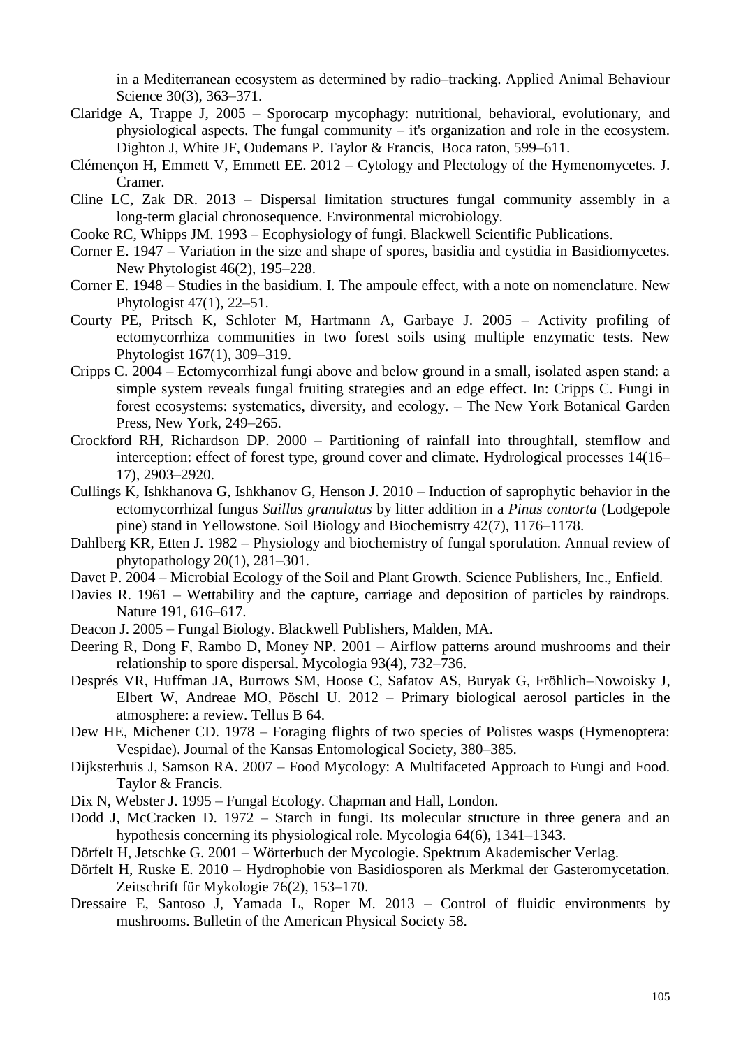in a Mediterranean ecosystem as determined by radio–tracking. Applied Animal Behaviour Science 30(3), 363–371.

Claridge A, Trappe J, 2005 – Sporocarp mycophagy: nutritional, behavioral, evolutionary, and physiological aspects. The fungal community – it's organization and role in the ecosystem. Dighton J, White JF, Oudemans P. Taylor & Francis, Boca raton, 599–611.

Clémençon H, Emmett V, Emmett EE. 2012 – Cytology and Plectology of the Hymenomycetes. J. Cramer.

Cline LC, Zak DR. 2013 – Dispersal limitation structures fungal community assembly in a long-term glacial chronosequence. Environmental microbiology.

Cooke RC, Whipps JM. 1993 – Ecophysiology of fungi. Blackwell Scientific Publications.

Corner E. 1947 – Variation in the size and shape of spores, basidia and cystidia in Basidiomycetes. New Phytologist 46(2), 195–228.

Corner E. 1948 – Studies in the basidium. I. The ampoule effect, with a note on nomenclature. New Phytologist 47(1), 22–51.

Courty PE, Pritsch K, Schloter M, Hartmann A, Garbaye J. 2005 – Activity profiling of ectomycorrhiza communities in two forest soils using multiple enzymatic tests. New Phytologist 167(1), 309–319.

Cripps C. 2004 – Ectomycorrhizal fungi above and below ground in a small, isolated aspen stand: a simple system reveals fungal fruiting strategies and an edge effect. In: Cripps C. Fungi in forest ecosystems: systematics, diversity, and ecology. – The New York Botanical Garden Press, New York, 249–265.

Crockford RH, Richardson DP. 2000 – Partitioning of rainfall into throughfall, stemflow and interception: effect of forest type, ground cover and climate. Hydrological processes 14(16–17), 2903–2920.

Cullings K, Ishkhanova G, Ishkhanov G, Henson J. 2010 – Induction of saprophytic behavior in the ectomycorrhizal fungus *Suillus granulatus* by litter addition in a *Pinus contorta* (Lodgepole pine) stand in Yellowstone. Soil Biology and Biochemistry 42(7), 1176–1178.

Dahlberg KR, Etten J. 1982 – Physiology and biochemistry of fungal sporulation. Annual review of phytopathology 20(1), 281–301.

Davet P. 2004 – Microbial Ecology of the Soil and Plant Growth. Science Publishers, Inc., Enfield.

Davies R. 1961 – Wettability and the capture, carriage and deposition of particles by raindrops. Nature 191, 616–617.

Deacon J. 2005 – Fungal Biology. Blackwell Publishers, Malden, MA.

Deering R, Dong F, Rambo D, Money NP. 2001 – Airflow patterns around mushrooms and their relationship to spore dispersal. Mycologia 93(4), 732–736.

Després VR, Huffman JA, Burrows SM, Hoose C, Safatov AS, Buryak G, Fröhlich–Nowoisky J, Elbert W, Andreae MO, Pöschl U. 2012 – Primary biological aerosol particles in the atmosphere: a review. Tellus B 64.

Dew HE, Michener CD. 1978 – Foraging flights of two species of Polistes wasps (Hymenoptera: Vespidae). Journal of the Kansas Entomological Society, 380–385.

Dijksterhuis J, Samson RA. 2007 – Food Mycology: A Multifaceted Approach to Fungi and Food. Taylor & Francis.

Dix N, Webster J. 1995 – Fungal Ecology. Chapman and Hall, London.

Dodd J, McCracken D. 1972 – Starch in fungi. Its molecular structure in three genera and an hypothesis concerning its physiological role. Mycologia 64(6), 1341–1343.

Dörfelt H, Jetschke G. 2001 – Wörterbuch der Mycologie. Spektrum Akademischer Verlag.

Dörfelt H, Ruske E. 2010 – Hydrophobie von Basidiosporen als Merkmal der Gasteromycetation. Zeitschrift für Mykologie 76(2), 153–170.

Dressaire E, Santoso J, Yamada L, Roper M. 2013 – Control of fluidic environments by mushrooms. Bulletin of the American Physical Society 58.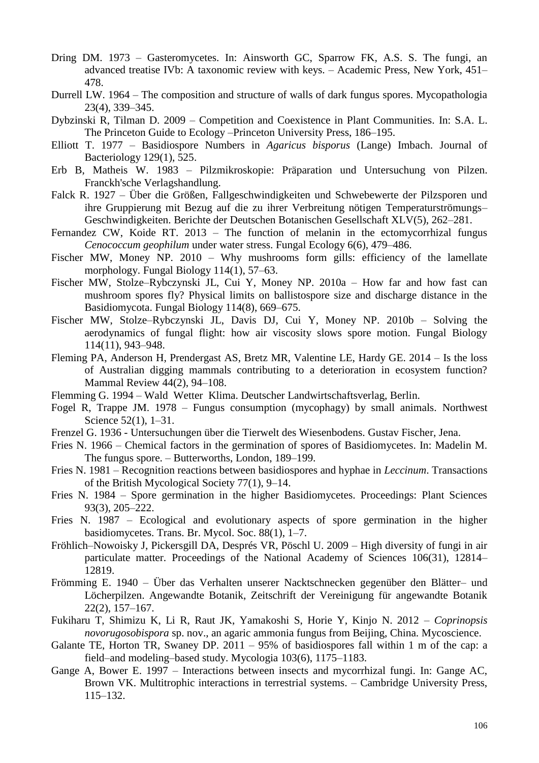Dring DM. 1973 – Gasteromycetes. In: Ainsworth GC, Sparrow FK, A.S. S. The fungi, an advanced treatise IVb: A taxonomic review with keys. – Academic Press, New York, 451–478.

Durrell LW. 1964 – The composition and structure of walls of dark fungus spores. Mycopathologia 23(4), 339–345.

Dybzinski R, Tilman D. 2009 – Competition and Coexistence in Plant Communities. In: S.A. L. The Princeton Guide to Ecology –Princeton University Press, 186–195.

Elliott T. 1977 – Basidiospore Numbers in *Agaricus bisporus* (Lange) Imbach. Journal of Bacteriology 129(1), 525.

Erb B, Matheis W. 1983 – Pilzmikroskopie: Präparation und Untersuchung von Pilzen. Franckh'sche Verlagshandlung.

Falck R. 1927 – Über die Größen, Fallgeschwindigkeiten und Schwebewerte der Pilzsporen und ihre Gruppierung mit Bezug auf die zu ihrer Verbreitung nötigen Temperaturströmungs–Geschwindigkeiten. Berichte der Deutschen Botanischen Gesellschaft XLV(5), 262–281.

Fernandez CW, Koide RT. 2013 – The function of melanin in the ectomycorrhizal fungus *Cenococcum geophilum* under water stress. Fungal Ecology 6(6), 479–486.

Fischer MW, Money NP. 2010 – Why mushrooms form gills: efficiency of the lamellate morphology. Fungal Biology 114(1), 57–63.

Fischer MW, Stolze–Rybczynski JL, Cui Y, Money NP. 2010a – How far and how fast can mushroom spores fly? Physical limits on ballistospore size and discharge distance in the Basidiomycota. Fungal Biology 114(8), 669–675.

Fischer MW, Stolze–Rybczynski JL, Davis DJ, Cui Y, Money NP. 2010b – Solving the aerodynamics of fungal flight: how air viscosity slows spore motion. Fungal Biology 114(11), 943–948.

Fleming PA, Anderson H, Prendergast AS, Bretz MR, Valentine LE, Hardy GE. 2014 – Is the loss of Australian digging mammals contributing to a deterioration in ecosystem function? Mammal Review 44(2), 94–108.

Flemming G. 1994 – Wald Wetter Klima. Deutscher Landwirtschaftsverlag, Berlin.

Fogel R, Trappe JM. 1978 – Fungus consumption (mycophagy) by small animals. Northwest Science 52(1), 1–31.

Frenzel G. 1936 - Untersuchungen über die Tierwelt des Wiesenbodens. Gustav Fischer, Jena.

Fries N. 1966 – Chemical factors in the germination of spores of Basidiomycetes. In: Madelin M. The fungus spore. – Butterworths, London, 189–199.

Fries N. 1981 – Recognition reactions between basidiospores and hyphae in *Leccinum*. Transactions of the British Mycological Society 77(1), 9–14.

Fries N. 1984 – Spore germination in the higher Basidiomycetes. Proceedings: Plant Sciences 93(3), 205–222.

Fries N. 1987 – Ecological and evolutionary aspects of spore germination in the higher basidiomycetes. Trans. Br. Mycol. Soc. 88(1), 1–7.

Fröhlich–Nowoisky J, Pickersgill DA, Després VR, Pöschl U. 2009 – High diversity of fungi in air particulate matter. Proceedings of the National Academy of Sciences 106(31), 12814–12819.

Frömming E. 1940 – Über das Verhalten unserer Nacktschnecken gegenüber den Blätter– und Löcherpilzen. Angewandte Botanik, Zeitschrift der Vereinigung für angewandte Botanik 22(2), 157–167.

Fukiharu T, Shimizu K, Li R, Raut JK, Yamakoshi S, Horie Y, Kinjo N. 2012 – *Coprinopsis novorugosobispora* sp. nov., an agaric ammonia fungus from Beijing, China. Mycoscience.

Galante TE, Horton TR, Swaney DP. 2011 – 95% of basidiospores fall within 1 m of the cap: a field–and modeling–based study. Mycologia 103(6), 1175–1183.

Gange A, Bower E. 1997 – Interactions between insects and mycorrhizal fungi. In: Gange AC, Brown VK. Multitrophic interactions in terrestrial systems. – Cambridge University Press, 115–132.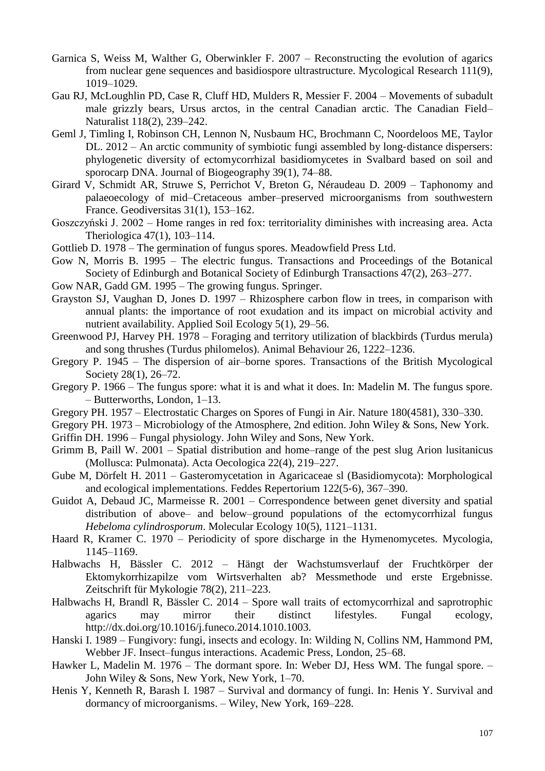Garnica S, Weiss M, Walther G, Oberwinkler F. 2007 – Reconstructing the evolution of agarics from nuclear gene sequences and basidiospore ultrastructure. Mycological Research 111(9), 1019–1029.

Gau RJ, McLoughlin PD, Case R, Cluff HD, Mulders R, Messier F. 2004 – Movements of subadult male grizzly bears, Ursus arctos, in the central Canadian arctic. The Canadian Field–Naturalist 118(2), 239–242.

Geml J, Timling I, Robinson CH, Lennon N, Nusbaum HC, Brochmann C, Noordeloos ME, Taylor DL. 2012 – An arctic community of symbiotic fungi assembled by long-distance dispersers: phylogenetic diversity of ectomycorrhizal basidiomycetes in Svalbard based on soil and sporocarp DNA. Journal of Biogeography 39(1), 74–88.

Girard V, Schmidt AR, Struwe S, Perrichot V, Breton G, Néraudeau D. 2009 – Taphonomy and palaeoecology of mid–Cretaceous amber–preserved microorganisms from southwestern France. Geodiversitas 31(1), 153–162.

Goszczyński J. 2002 – Home ranges in red fox: territoriality diminishes with increasing area. Acta Theriologica 47(1), 103–114.

Gottlieb D. 1978 – The germination of fungus spores. Meadowfield Press Ltd.

Gow N, Morris B. 1995 – The electric fungus. Transactions and Proceedings of the Botanical Society of Edinburgh and Botanical Society of Edinburgh Transactions 47(2), 263–277.

Gow NAR, Gadd GM. 1995 – The growing fungus. Springer.

Grayston SJ, Vaughan D, Jones D. 1997 – Rhizosphere carbon flow in trees, in comparison with annual plants: the importance of root exudation and its impact on microbial activity and nutrient availability. Applied Soil Ecology 5(1), 29–56.

Greenwood PJ, Harvey PH. 1978 – Foraging and territory utilization of blackbirds (Turdus merula) and song thrushes (Turdus philomelos). Animal Behaviour 26, 1222–1236.

Gregory P. 1945 – The dispersion of air–borne spores. Transactions of the British Mycological Society 28(1), 26–72.

Gregory P. 1966 – The fungus spore: what it is and what it does. In: Madelin M. The fungus spore. – Butterworths, London, 1–13.

Gregory PH. 1957 – Electrostatic Charges on Spores of Fungi in Air. Nature 180(4581), 330–330.

Gregory PH. 1973 – Microbiology of the Atmosphere, 2nd edition. John Wiley & Sons, New York.

Griffin DH. 1996 – Fungal physiology. John Wiley and Sons, New York.

Grimm B, Paill W. 2001 – Spatial distribution and home–range of the pest slug Arion lusitanicus (Mollusca: Pulmonata). Acta Oecologica 22(4), 219–227.

Gube M, Dörfelt H. 2011 – Gasteromycetation in Agaricaceae sl (Basidiomycota): Morphological and ecological implementations. Feddes Repertorium 122(5-6), 367–390.

Guidot A, Debaud JC, Marmeisse R. 2001 – Correspondence between genet diversity and spatial distribution of above– and below–ground populations of the ectomycorrhizal fungus *Hebeloma cylindrosporum*. Molecular Ecology 10(5), 1121–1131.

Haard R, Kramer C. 1970 – Periodicity of spore discharge in the Hymenomycetes. Mycologia, 1145–1169.

Halbwachs H, Bässler C. 2012 – Hängt der Wachstumsverlauf der Fruchtkörper der Ektomykorrhizapilze vom Wirtsverhalten ab? Messmethode und erste Ergebnisse. Zeitschrift für Mykologie 78(2), 211–223.

Halbwachs H, Brandl R, Bässler C. 2014 – Spore wall traits of ectomycorrhizal and saprotrophic agarics may mirror their distinct lifestyles. Fungal ecology, http://dx.doi.org/10.1016/j.funeco.2014.1010.1003.

Hanski I. 1989 – Fungivory: fungi, insects and ecology. In: Wilding N, Collins NM, Hammond PM, Webber JF. Insect–fungus interactions. Academic Press, London, 25–68.

Hawker L, Madelin M. 1976 – The dormant spore. In: Weber DJ, Hess WM. The fungal spore. – John Wiley & Sons, New York, New York, 1–70.

Henis Y, Kenneth R, Barash I. 1987 – Survival and dormancy of fungi. In: Henis Y. Survival and dormancy of microorganisms. – Wiley, New York, 169–228.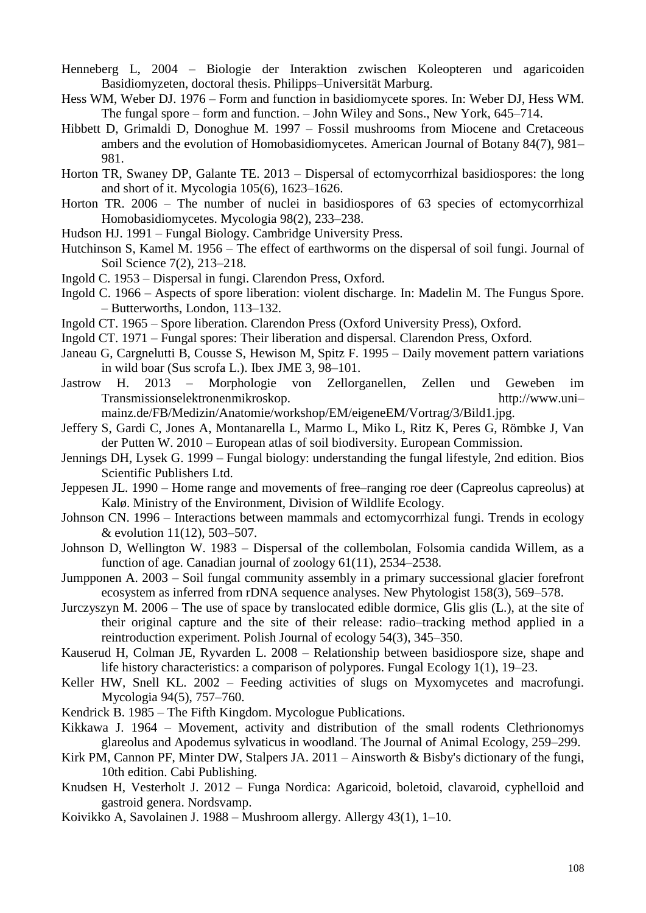Henneberg L, 2004 – Biologie der Interaktion zwischen Koleopteren und agaricoiden Basidiomyzeten, doctoral thesis. Philipps–Universität Marburg.

Hess WM, Weber DJ. 1976 – Form and function in basidiomycete spores. In: Weber DJ, Hess WM. The fungal spore – form and function. – John Wiley and Sons., New York, 645–714.

Hibbett D, Grimaldi D, Donoghue M. 1997 – Fossil mushrooms from Miocene and Cretaceous ambers and the evolution of Homobasidiomycetes. American Journal of Botany 84(7), 981–981.

Horton TR, Swaney DP, Galante TE. 2013 – Dispersal of ectomycorrhizal basidiospores: the long and short of it. Mycologia 105(6), 1623–1626.

Horton TR. 2006 – The number of nuclei in basidiospores of 63 species of ectomycorrhizal Homobasidiomycetes. Mycologia 98(2), 233–238.

Hudson HJ. 1991 – Fungal Biology. Cambridge University Press.

Hutchinson S, Kamel M. 1956 – The effect of earthworms on the dispersal of soil fungi. Journal of Soil Science 7(2), 213–218.

Ingold C. 1953 – Dispersal in fungi. Clarendon Press, Oxford.

Ingold C. 1966 – Aspects of spore liberation: violent discharge. In: Madelin M. The Fungus Spore. – Butterworths, London, 113–132.

Ingold CT. 1965 – Spore liberation. Clarendon Press (Oxford University Press), Oxford.

Ingold CT. 1971 – Fungal spores: Their liberation and dispersal. Clarendon Press, Oxford.

Janeau G, Cargnelutti B, Cousse S, Hewison M, Spitz F. 1995 – Daily movement pattern variations in wild boar (Sus scrofa L.). Ibex JME 3, 98–101.

Jastrow H. 2013 – Morphologie von Zellorganellen, Zellen und Geweben im Transmissionselektronenmikroskop. http://www.uni–mainz.de/FB/Medizin/Anatomie/workshop/EM/eigeneEM/Vortrag/3/Bild1.jpg.

Jeffery S, Gardi C, Jones A, Montanarella L, Marmo L, Miko L, Ritz K, Peres G, Römbke J, Van der Putten W. 2010 – European atlas of soil biodiversity. European Commission.

Jennings DH, Lysek G. 1999 – Fungal biology: understanding the fungal lifestyle, 2nd edition. Bios Scientific Publishers Ltd.

Jeppesen JL. 1990 – Home range and movements of free–ranging roe deer (Capreolus capreolus) at Kalø. Ministry of the Environment, Division of Wildlife Ecology.

Johnson CN. 1996 – Interactions between mammals and ectomycorrhizal fungi. Trends in ecology & evolution 11(12), 503–507.

Johnson D, Wellington W. 1983 – Dispersal of the collembolan, Folsomia candida Willem, as a function of age. Canadian journal of zoology 61(11), 2534–2538.

Jumpponen A. 2003 – Soil fungal community assembly in a primary successional glacier forefront ecosystem as inferred from rDNA sequence analyses. New Phytologist 158(3), 569–578.

Jurczyszyn M. 2006 – The use of space by translocated edible dormice, Glis glis (L.), at the site of their original capture and the site of their release: radio–tracking method applied in a reintroduction experiment. Polish Journal of ecology 54(3), 345–350.

Kauserud H, Colman JE, Ryvarden L. 2008 – Relationship between basidiospore size, shape and life history characteristics: a comparison of polypores. Fungal Ecology 1(1), 19–23.

Keller HW, Snell KL. 2002 – Feeding activities of slugs on Myxomycetes and macrofungi. Mycologia 94(5), 757–760.

Kendrick B. 1985 – The Fifth Kingdom. Mycologue Publications.

Kikkawa J. 1964 – Movement, activity and distribution of the small rodents Clethrionomys glareolus and Apodemus sylvaticus in woodland. The Journal of Animal Ecology, 259–299.

Kirk PM, Cannon PF, Minter DW, Stalpers JA. 2011 – Ainsworth & Bisby's dictionary of the fungi, 10th edition. Cabi Publishing.

Knudsen H, Vesterholt J. 2012 – Funga Nordica: Agaricoid, boletoid, clavaroid, cyphelloid and gastroid genera. Nordsvamp.

Koivikko A, Savolainen J. 1988 – Mushroom allergy. Allergy 43(1), 1–10.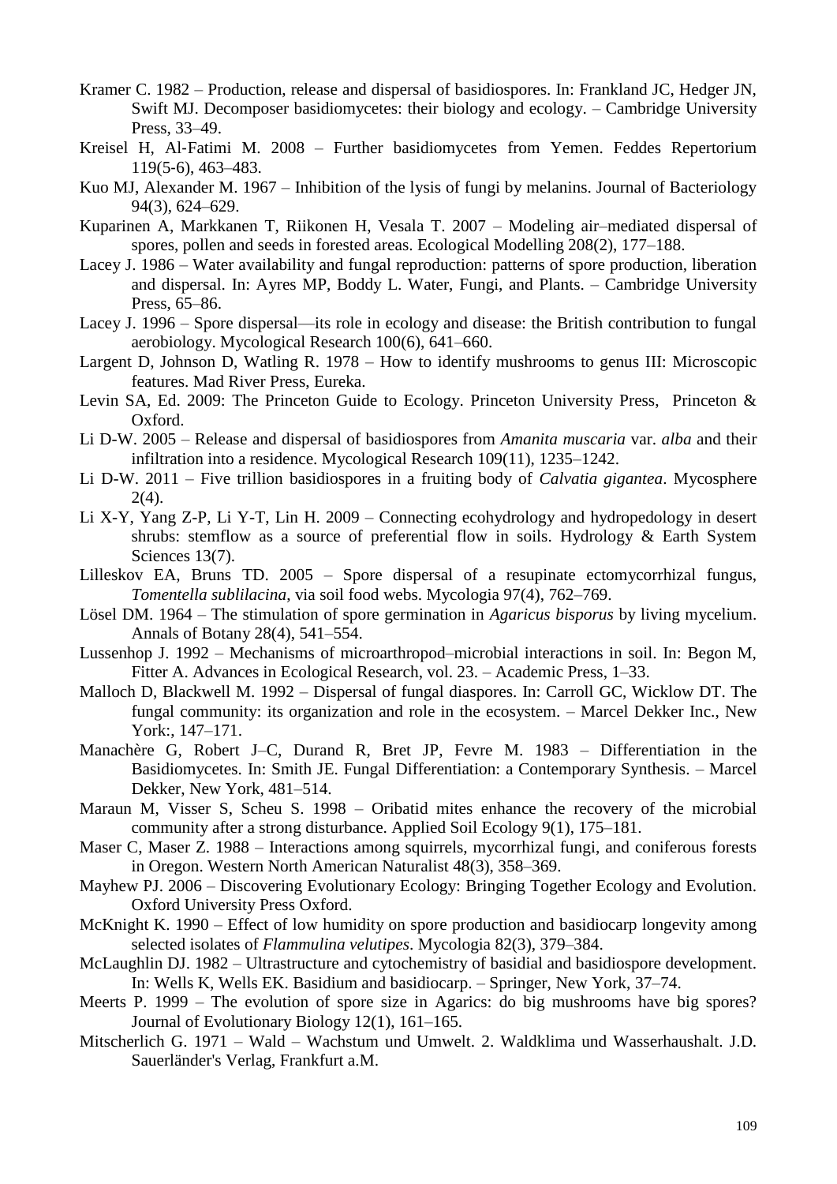Kramer C. 1982 – Production, release and dispersal of basidiospores. In: Frankland JC, Hedger JN, Swift MJ. Decomposer basidiomycetes: their biology and ecology. – Cambridge University Press, 33–49.

Kreisel H, Al-Fatimi M. 2008 – Further basidiomycetes from Yemen. Feddes Repertorium 119(5-6), 463–483.

Kuo MJ, Alexander M. 1967 – Inhibition of the lysis of fungi by melanins. Journal of Bacteriology 94(3), 624–629.

Kuparinen A, Markkanen T, Riikonen H, Vesala T. 2007 – Modeling air–mediated dispersal of spores, pollen and seeds in forested areas. Ecological Modelling 208(2), 177–188.

Lacey J. 1986 – Water availability and fungal reproduction: patterns of spore production, liberation and dispersal. In: Ayres MP, Boddy L. Water, Fungi, and Plants. – Cambridge University Press, 65–86.

Lacey J. 1996 – Spore dispersal—its role in ecology and disease: the British contribution to fungal aerobiology. Mycological Research 100(6), 641–660.

Largent D, Johnson D, Watling R. 1978 – How to identify mushrooms to genus III: Microscopic features. Mad River Press, Eureka.

Levin SA, Ed. 2009: The Princeton Guide to Ecology. Princeton University Press, Princeton & Oxford.

Li D-W. 2005 – Release and dispersal of basidiospores from *Amanita muscaria* var. *alba* and their infiltration into a residence. Mycological Research 109(11), 1235–1242.

Li D-W. 2011 – Five trillion basidiospores in a fruiting body of *Calvatia gigantea*. Mycosphere 2(4).

Li X-Y, Yang Z-P, Li Y-T, Lin H. 2009 – Connecting ecohydrology and hydropedology in desert shrubs: stemflow as a source of preferential flow in soils. Hydrology & Earth System Sciences 13(7).

Lilleskov EA, Bruns TD. 2005 – Spore dispersal of a resupinate ectomycorrhizal fungus, *Tomentella sublilacina,* via soil food webs. Mycologia 97(4), 762–769.

Lösel DM. 1964 – The stimulation of spore germination in *Agaricus bisporus* by living mycelium. Annals of Botany 28(4), 541–554.

Lussenhop J. 1992 – Mechanisms of microarthropod–microbial interactions in soil. In: Begon M, Fitter A. Advances in Ecological Research, vol. 23. – Academic Press, 1–33.

Malloch D, Blackwell M. 1992 – Dispersal of fungal diaspores. In: Carroll GC, Wicklow DT. The fungal community: its organization and role in the ecosystem. – Marcel Dekker Inc., New York:, 147–171.

Manachère G, Robert J–C, Durand R, Bret JP, Fevre M. 1983 – Differentiation in the Basidiomycetes. In: Smith JE. Fungal Differentiation: a Contemporary Synthesis. – Marcel Dekker, New York, 481–514.

Maraun M, Visser S, Scheu S. 1998 – Oribatid mites enhance the recovery of the microbial community after a strong disturbance. Applied Soil Ecology 9(1), 175–181.

Maser C, Maser Z. 1988 – Interactions among squirrels, mycorrhizal fungi, and coniferous forests in Oregon. Western North American Naturalist 48(3), 358–369.

Mayhew PJ. 2006 – Discovering Evolutionary Ecology: Bringing Together Ecology and Evolution. Oxford University Press Oxford.

McKnight K. 1990 – Effect of low humidity on spore production and basidiocarp longevity among selected isolates of *Flammulina velutipes*. Mycologia 82(3), 379–384.

McLaughlin DJ. 1982 – Ultrastructure and cytochemistry of basidial and basidiospore development. In: Wells K, Wells EK. Basidium and basidiocarp. – Springer, New York, 37–74.

Meerts P. 1999 – The evolution of spore size in Agarics: do big mushrooms have big spores? Journal of Evolutionary Biology 12(1), 161–165.

Mitscherlich G. 1971 – Wald – Wachstum und Umwelt. 2. Waldklima und Wasserhaushalt. J.D. Sauerländer's Verlag, Frankfurt a.M.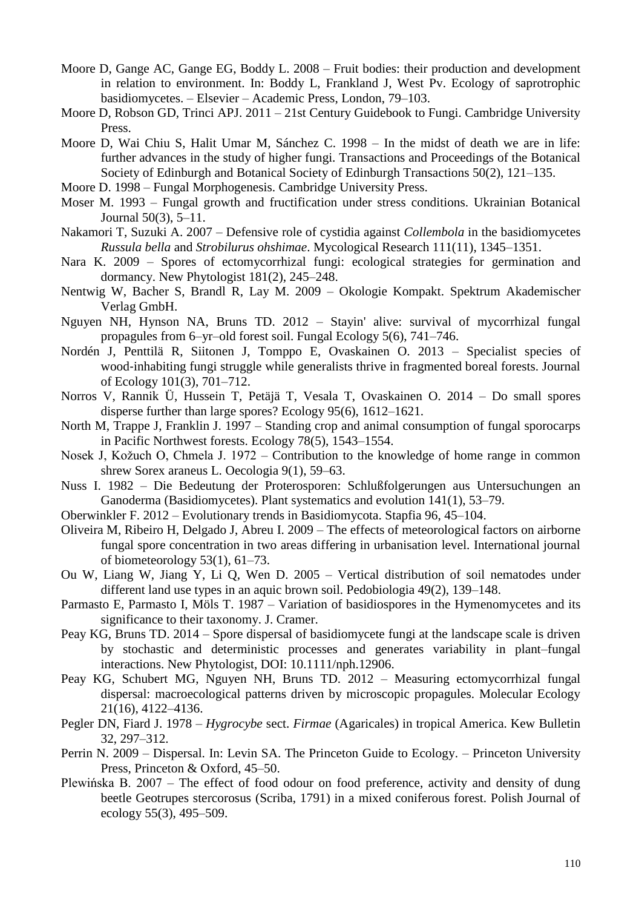Moore D, Gange AC, Gange EG, Boddy L. 2008 – Fruit bodies: their production and development in relation to environment. In: Boddy L, Frankland J, West Pv. Ecology of saprotrophic basidiomycetes. – Elsevier – Academic Press, London, 79–103.

Moore D, Robson GD, Trinci APJ. 2011 – 21st Century Guidebook to Fungi. Cambridge University Press.

Moore D, Wai Chiu S, Halit Umar M, Sánchez C. 1998 – In the midst of death we are in life: further advances in the study of higher fungi. Transactions and Proceedings of the Botanical Society of Edinburgh and Botanical Society of Edinburgh Transactions 50(2), 121–135.

Moore D. 1998 – Fungal Morphogenesis. Cambridge University Press.

Moser M. 1993 – Fungal growth and fructification under stress conditions. Ukrainian Botanical Journal 50(3), 5–11.

Nakamori T, Suzuki A. 2007 – Defensive role of cystidia against *Collembola* in the basidiomycetes *Russula bella* and *Strobilurus ohshimae*. Mycological Research 111(11), 1345–1351.

Nara K. 2009 – Spores of ectomycorrhizal fungi: ecological strategies for germination and dormancy. New Phytologist 181(2), 245–248.

Nentwig W, Bacher S, Brandl R, Lay M. 2009 – Okologie Kompakt. Spektrum Akademischer Verlag GmbH.

Nguyen NH, Hynson NA, Bruns TD. 2012 – Stayin' alive: survival of mycorrhizal fungal propagules from 6–yr–old forest soil. Fungal Ecology 5(6), 741–746.

Nordén J, Penttilä R, Siitonen J, Tomppo E, Ovaskainen O. 2013 – Specialist species of wood-inhabiting fungi struggle while generalists thrive in fragmented boreal forests. Journal of Ecology 101(3), 701–712.

Norros V, Rannik Ü, Hussein T, Petäjä T, Vesala T, Ovaskainen O. 2014 – Do small spores disperse further than large spores? Ecology 95(6), 1612–1621.

North M, Trappe J, Franklin J. 1997 – Standing crop and animal consumption of fungal sporocarps in Pacific Northwest forests. Ecology 78(5), 1543–1554.

Nosek J, Kožuch O, Chmela J. 1972 – Contribution to the knowledge of home range in common shrew Sorex araneus L. Oecologia 9(1), 59–63.

Nuss I. 1982 – Die Bedeutung der Proterosporen: Schlußfolgerungen aus Untersuchungen an Ganoderma (Basidiomycetes). Plant systematics and evolution 141(1), 53–79.

Oberwinkler F. 2012 – Evolutionary trends in Basidiomycota. Stapfia 96, 45–104.

Oliveira M, Ribeiro H, Delgado J, Abreu I. 2009 – The effects of meteorological factors on airborne fungal spore concentration in two areas differing in urbanisation level. International journal of biometeorology 53(1), 61–73.

Ou W, Liang W, Jiang Y, Li Q, Wen D. 2005 – Vertical distribution of soil nematodes under different land use types in an aquic brown soil. Pedobiologia 49(2), 139–148.

Parmasto E, Parmasto I, Möls T. 1987 – Variation of basidiospores in the Hymenomycetes and its significance to their taxonomy. J. Cramer.

Peay KG, Bruns TD. 2014 – Spore dispersal of basidiomycete fungi at the landscape scale is driven by stochastic and deterministic processes and generates variability in plant–fungal interactions. New Phytologist, DOI: 10.1111/nph.12906.

Peay KG, Schubert MG, Nguyen NH, Bruns TD. 2012 – Measuring ectomycorrhizal fungal dispersal: macroecological patterns driven by microscopic propagules. Molecular Ecology 21(16), 4122–4136.

Pegler DN, Fiard J. 1978 – *Hygrocybe* sect. *Firmae* (Agaricales) in tropical America. Kew Bulletin 32, 297–312.

Perrin N. 2009 – Dispersal. In: Levin SA. The Princeton Guide to Ecology. – Princeton University Press, Princeton & Oxford, 45–50.

Plewińska B. 2007 – The effect of food odour on food preference, activity and density of dung beetle Geotrupes stercorosus (Scriba, 1791) in a mixed coniferous forest. Polish Journal of ecology 55(3), 495–509.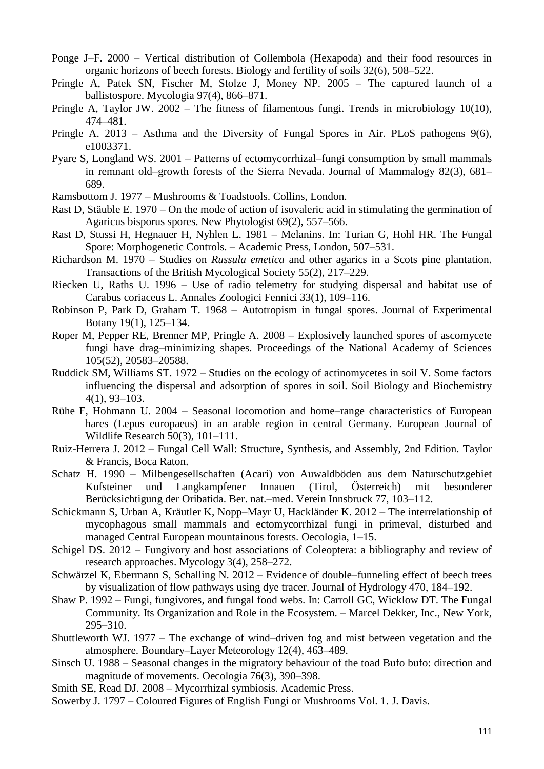Ponge J–F. 2000 – Vertical distribution of Collembola (Hexapoda) and their food resources in organic horizons of beech forests. Biology and fertility of soils 32(6), 508–522.

Pringle A, Patek SN, Fischer M, Stolze J, Money NP. 2005 – The captured launch of a ballistospore. Mycologia 97(4), 866–871.

Pringle A, Taylor JW. 2002 – The fitness of filamentous fungi. Trends in microbiology 10(10), 474–481.

Pringle A. 2013 – Asthma and the Diversity of Fungal Spores in Air. PLoS pathogens 9(6), e1003371.

Pyare S, Longland WS. 2001 – Patterns of ectomycorrhizal–fungi consumption by small mammals in remnant old–growth forests of the Sierra Nevada. Journal of Mammalogy 82(3), 681–689.

Ramsbottom J. 1977 – Mushrooms & Toadstools. Collins, London.

Rast D, Stäuble E. 1970 – On the mode of action of isovaleric acid in stimulating the germination of Agaricus bisporus spores. New Phytologist 69(2), 557–566.

Rast D, Stussi H, Hegnauer H, Nyhlen L. 1981 – Melanins. In: Turian G, Hohl HR. The Fungal Spore: Morphogenetic Controls. – Academic Press, London, 507–531.

Richardson M. 1970 – Studies on *Russula emetica* and other agarics in a Scots pine plantation. Transactions of the British Mycological Society 55(2), 217–229.

Riecken U, Raths U. 1996 – Use of radio telemetry for studying dispersal and habitat use of Carabus coriaceus L. Annales Zoologici Fennici 33(1), 109–116.

Robinson P, Park D, Graham T. 1968 – Autotropism in fungal spores. Journal of Experimental Botany 19(1), 125–134.

Roper M, Pepper RE, Brenner MP, Pringle A. 2008 – Explosively launched spores of ascomycete fungi have drag–minimizing shapes. Proceedings of the National Academy of Sciences 105(52), 20583–20588.

Ruddick SM, Williams ST. 1972 – Studies on the ecology of actinomycetes in soil V. Some factors influencing the dispersal and adsorption of spores in soil. Soil Biology and Biochemistry 4(1), 93–103.

Rühe F, Hohmann U. 2004 – Seasonal locomotion and home–range characteristics of European hares (Lepus europaeus) in an arable region in central Germany. European Journal of Wildlife Research 50(3), 101–111.

Ruiz-Herrera J. 2012 – Fungal Cell Wall: Structure, Synthesis, and Assembly, 2nd Edition. Taylor & Francis, Boca Raton.

Schatz H. 1990 – Milbengesellschaften (Acari) von Auwaldböden aus dem Naturschutzgebiet Kufsteiner und Langkampfener Innauen (Tirol, Österreich) mit besonderer Berücksichtigung der Oribatida. Ber. nat.–med. Verein Innsbruck 77, 103–112.

Schickmann S, Urban A, Kräutler K, Nopp–Mayr U, Hackländer K. 2012 – The interrelationship of mycophagous small mammals and ectomycorrhizal fungi in primeval, disturbed and managed Central European mountainous forests. Oecologia, 1–15.

Schigel DS. 2012 – Fungivory and host associations of Coleoptera: a bibliography and review of research approaches. Mycology 3(4), 258–272.

Schwärzel K, Ebermann S, Schalling N. 2012 – Evidence of double–funneling effect of beech trees by visualization of flow pathways using dye tracer. Journal of Hydrology 470, 184–192.

Shaw P. 1992 – Fungi, fungivores, and fungal food webs. In: Carroll GC, Wicklow DT. The Fungal Community. Its Organization and Role in the Ecosystem. – Marcel Dekker, Inc., New York, 295–310.

Shuttleworth WJ. 1977 – The exchange of wind–driven fog and mist between vegetation and the atmosphere. Boundary–Layer Meteorology 12(4), 463–489.

Sinsch U. 1988 – Seasonal changes in the migratory behaviour of the toad Bufo bufo: direction and magnitude of movements. Oecologia 76(3), 390–398.

Smith SE, Read DJ. 2008 – Mycorrhizal symbiosis. Academic Press.

Sowerby J. 1797 – Coloured Figures of English Fungi or Mushrooms Vol. 1. J. Davis.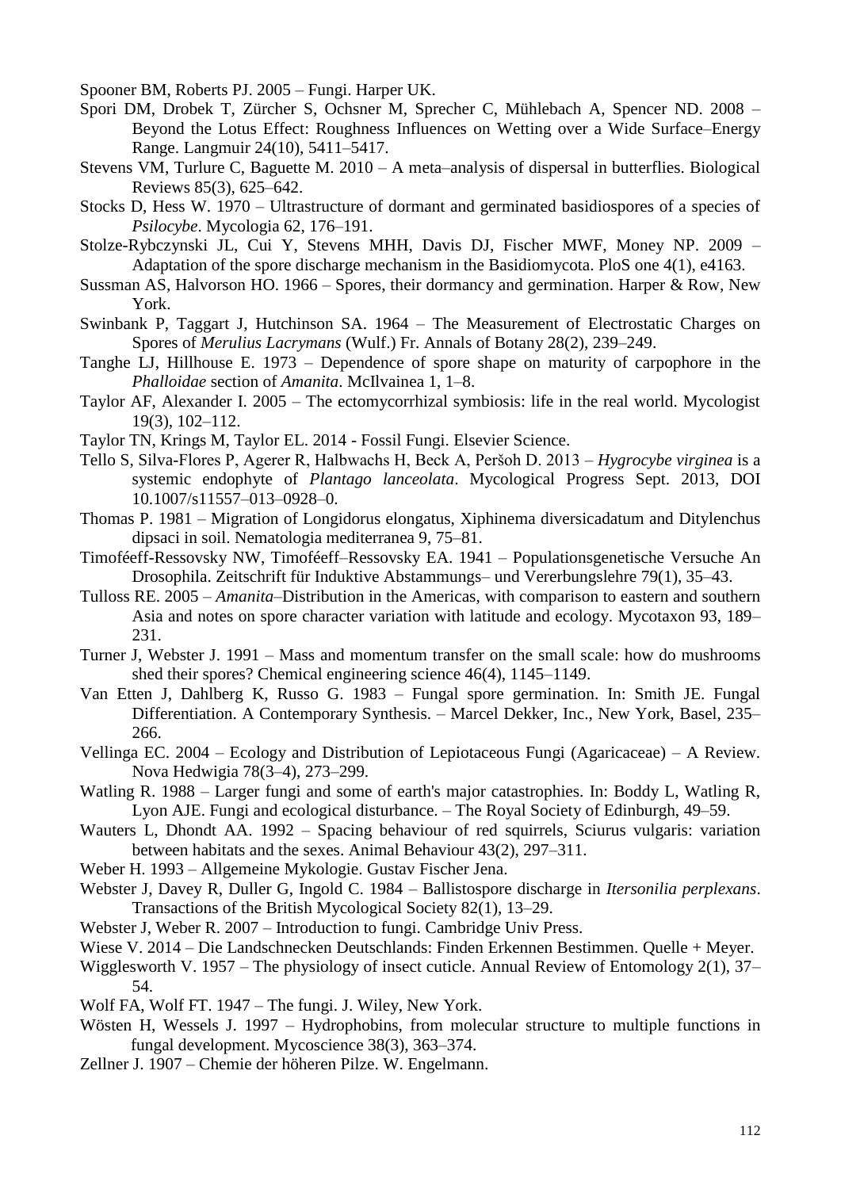Spooner BM, Roberts PJ. 2005 – Fungi. Harper UK.

Spori DM, Drobek T, Zürcher S, Ochsner M, Sprecher C, Mühlebach A, Spencer ND. 2008 – Beyond the Lotus Effect: Roughness Influences on Wetting over a Wide Surface–Energy Range. Langmuir 24(10), 5411–5417.

Stevens VM, Turlure C, Baguette M. 2010 – A meta–analysis of dispersal in butterflies. Biological Reviews 85(3), 625–642.

Stocks D, Hess W. 1970 – Ultrastructure of dormant and germinated basidiospores of a species of *Psilocybe*. Mycologia 62, 176–191.

Stolze-Rybczynski JL, Cui Y, Stevens MHH, Davis DJ, Fischer MWF, Money NP. 2009 – Adaptation of the spore discharge mechanism in the Basidiomycota. PloS one 4(1), e4163.

Sussman AS, Halvorson HO. 1966 – Spores, their dormancy and germination. Harper & Row, New York.

Swinbank P, Taggart J, Hutchinson SA. 1964 – The Measurement of Electrostatic Charges on Spores of *Merulius Lacrymans* (Wulf.) Fr. Annals of Botany 28(2), 239–249.

Tanghe LJ, Hillhouse E. 1973 – Dependence of spore shape on maturity of carpophore in the *Phalloidae* section of *Amanita*. McIlvainea 1, 1–8.

Taylor AF, Alexander I. 2005 – The ectomycorrhizal symbiosis: life in the real world. Mycologist 19(3), 102–112.

Taylor TN, Krings M, Taylor EL. 2014 - Fossil Fungi. Elsevier Science.

Tello S, Silva-Flores P, Agerer R, Halbwachs H, Beck A, Peršoh D. 2013 – *Hygrocybe virginea* is a systemic endophyte of *Plantago lanceolata*. Mycological Progress Sept. 2013, DOI 10.1007/s11557–013–0928–0.

Thomas P. 1981 – Migration of Longidorus elongatus, Xiphinema diversicadatum and Ditylenchus dipsaci in soil. Nematologia mediterranea 9, 75–81.

Timoféeff-Ressovsky NW, Timoféeff–Ressovsky EA. 1941 – Populationsgenetische Versuche An Drosophila. Zeitschrift für Induktive Abstammungs– und Vererbungslehre 79(1), 35–43.

Tulloss RE. 2005 – *Amanita*–Distribution in the Americas, with comparison to eastern and southern Asia and notes on spore character variation with latitude and ecology. Mycotaxon 93, 189–231.

Turner J, Webster J. 1991 – Mass and momentum transfer on the small scale: how do mushrooms shed their spores? Chemical engineering science 46(4), 1145–1149.

Van Etten J, Dahlberg K, Russo G. 1983 – Fungal spore germination. In: Smith JE. Fungal Differentiation. A Contemporary Synthesis. – Marcel Dekker, Inc., New York, Basel, 235–266.

Vellinga EC. 2004 – Ecology and Distribution of Lepiotaceous Fungi (Agaricaceae) – A Review. Nova Hedwigia 78(3–4), 273–299.

Watling R. 1988 – Larger fungi and some of earth's major catastrophies. In: Boddy L, Watling R, Lyon AJE. Fungi and ecological disturbance. – The Royal Society of Edinburgh, 49–59.

Wauters L, Dhondt AA. 1992 – Spacing behaviour of red squirrels, Sciurus vulgaris: variation between habitats and the sexes. Animal Behaviour 43(2), 297–311.

Weber H. 1993 – Allgemeine Mykologie. Gustav Fischer Jena.

Webster J, Davey R, Duller G, Ingold C. 1984 – Ballistospore discharge in *Itersonilia perplexans*. Transactions of the British Mycological Society 82(1), 13–29.

Webster J, Weber R. 2007 – Introduction to fungi. Cambridge Univ Press.

Wiese V. 2014 – Die Landschnecken Deutschlands: Finden Erkennen Bestimmen. Quelle + Meyer.

Wigglesworth V. 1957 – The physiology of insect cuticle. Annual Review of Entomology 2(1), 37–54.

Wolf FA, Wolf FT. 1947 – The fungi. J. Wiley, New York.

Wösten H, Wessels J. 1997 – Hydrophobins, from molecular structure to multiple functions in fungal development. Mycoscience 38(3), 363–374.

Zellner J. 1907 – Chemie der höheren Pilze. W. Engelmann.